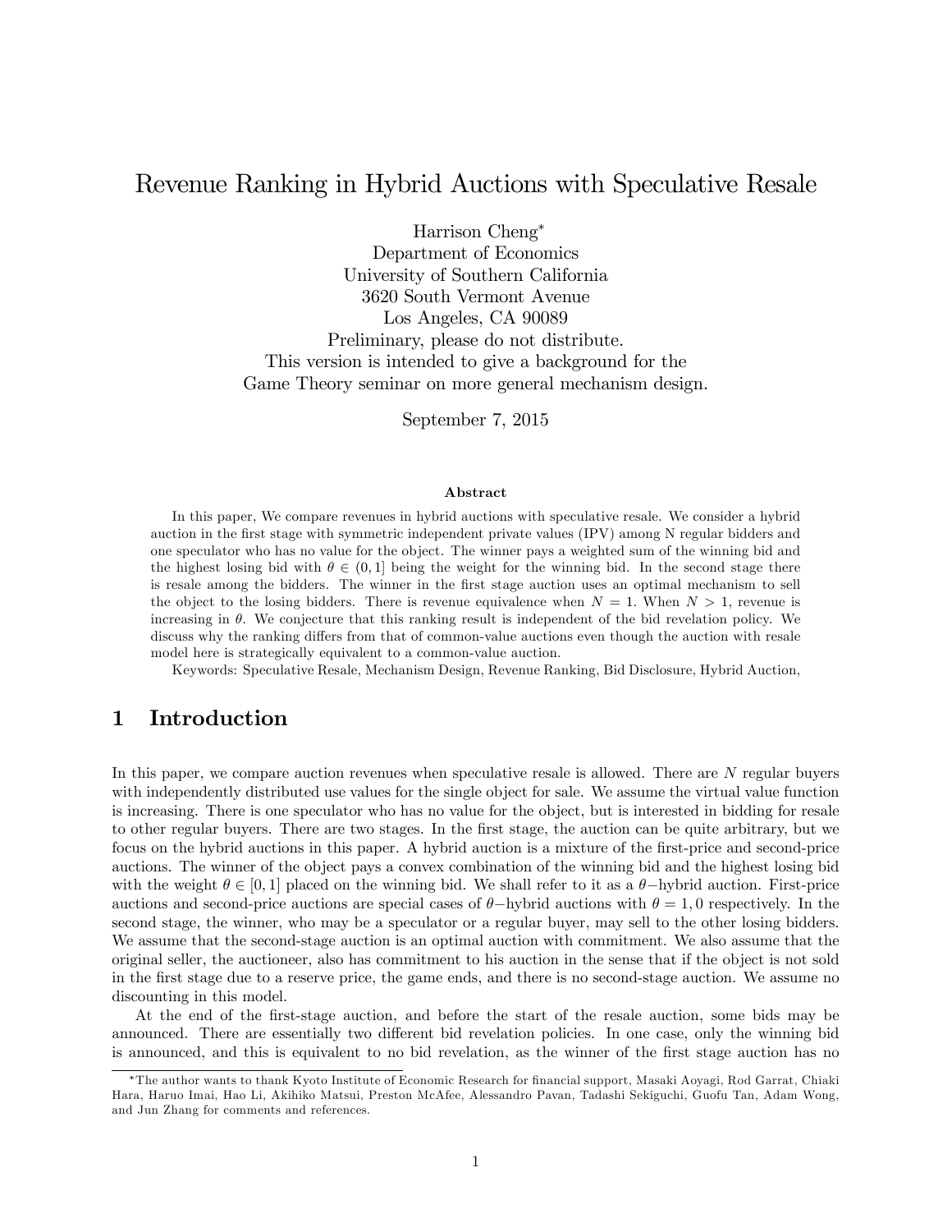# Revenue Ranking in Hybrid Auctions with Speculative Resale

Harrison Cheng*
Department of Economics
University of Southern California
3620 South Vermont Avenue
Los Angeles, CA 90089
Preliminary, please do not distribute.
This version is intended to give a background for the
Game Theory seminar on more general mechanism design.

September 7, 2015

### Abstract

In this paper, We compare revenues in hybrid auctions with speculative resale. We consider a hybrid auction in the first stage with symmetric independent private values (IPV) among N regular bidders and one speculator who has no value for the object. The winner pays a weighted sum of the winning bid and the highest losing bid with $\theta \in (0, 1]$ being the weight for the winning bid. In the second stage there is resale among the bidders. The winner in the first stage auction uses an optimal mechanism to sell the object to the losing bidders. There is revenue equivalence when $N = 1$. When $N > 1$, revenue is increasing in $\theta$. We conjecture that this ranking result is independent of the bid revelation policy. We discuss why the ranking differs from that of common-value auctions even though the auction with resale model here is strategically equivalent to a common-value auction.

Keywords: Speculative Resale, Mechanism Design, Revenue Ranking, Bid Disclosure, Hybrid Auction,

## 1 Introduction

In this paper, we compare auction revenues when speculative resale is allowed. There are $N$ regular buyers with independently distributed use values for the single object for sale. We assume the virtual value function is increasing. There is one speculator who has no value for the object, but is interested in bidding for resale to other regular buyers. There are two stages. In the first stage, the auction can be quite arbitrary, but we focus on the hybrid auctions in this paper. A hybrid auction is a mixture of the first-price and second-price auctions. The winner of the object pays a convex combination of the winning bid and the highest losing bid with the weight $\theta \in [0, 1]$ placed on the winning bid. We shall refer to it as a $\theta-$hybrid auction. First-price auctions and second-price auctions are special cases of $\theta-$hybrid auctions with $\theta = 1, 0$ respectively. In the second stage, the winner, who may be a speculator or a regular buyer, may sell to the other losing bidders. We assume that the second-stage auction is an optimal auction with commitment. We also assume that the original seller, the auctioneer, also has commitment to his auction in the sense that if the object is not sold in the first stage due to a reserve price, the game ends, and there is no second-stage auction. We assume no discounting in this model.

At the end of the first-stage auction, and before the start of the resale auction, some bids may be announced. There are essentially two different bid revelation policies. In one case, only the winning bid is announced, and this is equivalent to no bid revelation, as the winner of the first stage auction has no

*The author wants to thank Kyoto Institute of Economic Research for financial support, Masaki Aoyagi, Rod Garrat, Chiaki Hara, Haruo Imai, Hao Li, Akihiko Matsui, Preston McAfee, Alessandro Pavan, Tadashi Sekiguchi, Guofu Tan, Adam Wong, and Jun Zhang for comments and references.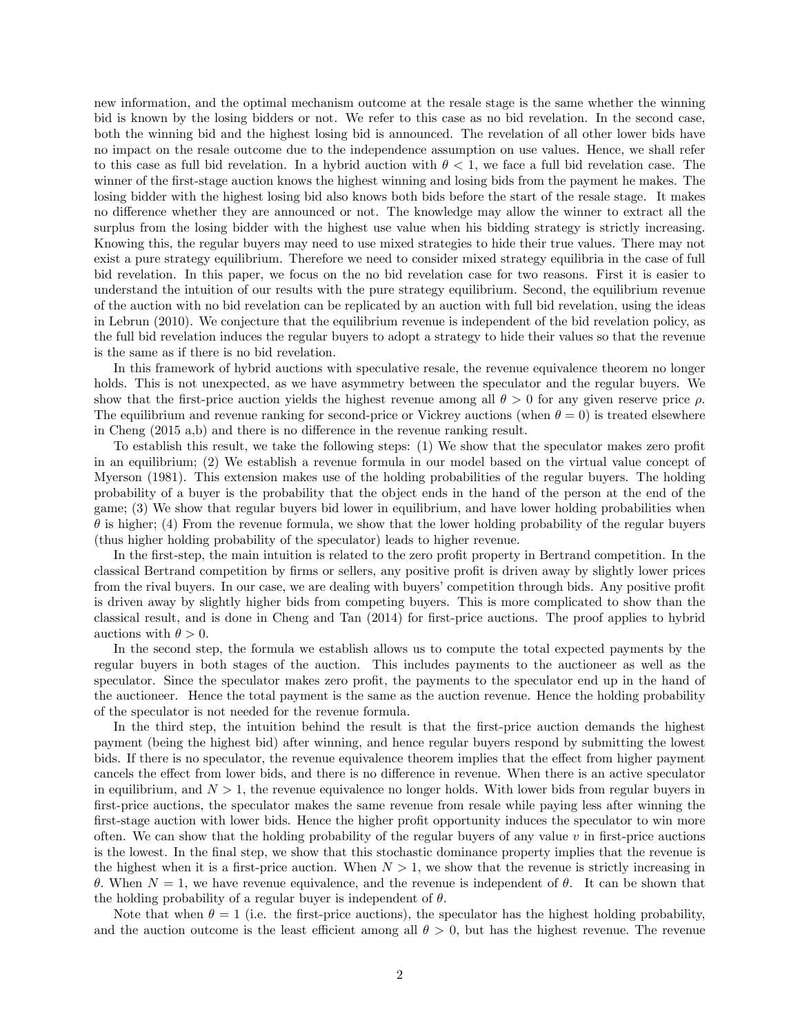new information, and the optimal mechanism outcome at the resale stage is the same whether the winning bid is known by the losing bidders or not. We refer to this case as no bid revelation. In the second case, both the winning bid and the highest losing bid is announced. The revelation of all other lower bids have no impact on the resale outcome due to the independence assumption on use values. Hence, we shall refer to this case as full bid revelation. In a hybrid auction with $\theta < 1$, we face a full bid revelation case. The winner of the first-stage auction knows the highest winning and losing bids from the payment he makes. The losing bidder with the highest losing bid also knows both bids before the start of the resale stage. It makes no difference whether they are announced or not. The knowledge may allow the winner to extract all the surplus from the losing bidder with the highest use value when his bidding strategy is strictly increasing. Knowing this, the regular buyers may need to use mixed strategies to hide their true values. There may not exist a pure strategy equilibrium. Therefore we need to consider mixed strategy equilibria in the case of full bid revelation. In this paper, we focus on the no bid revelation case for two reasons. First it is easier to understand the intuition of our results with the pure strategy equilibrium. Second, the equilibrium revenue of the auction with no bid revelation can be replicated by an auction with full bid revelation, using the ideas in Lebrun (2010). We conjecture that the equilibrium revenue is independent of the bid revelation policy, as the full bid revelation induces the regular buyers to adopt a strategy to hide their values so that the revenue is the same as if there is no bid revelation.

In this framework of hybrid auctions with speculative resale, the revenue equivalence theorem no longer holds. This is not unexpected, as we have asymmetry between the speculator and the regular buyers. We show that the first-price auction yields the highest revenue among all $\theta > 0$ for any given reserve price $\rho$. The equilibrium and revenue ranking for second-price or Vickrey auctions (when $\theta = 0$) is treated elsewhere in Cheng (2015 a,b) and there is no difference in the revenue ranking result.

To establish this result, we take the following steps: (1) We show that the speculator makes zero profit in an equilibrium; (2) We establish a revenue formula in our model based on the virtual value concept of Myerson (1981). This extension makes use of the holding probabilities of the regular buyers. The holding probability of a buyer is the probability that the object ends in the hand of the person at the end of the game; (3) We show that regular buyers bid lower in equilibrium, and have lower holding probabilities when $\theta$ is higher; (4) From the revenue formula, we show that the lower holding probability of the regular buyers (thus higher holding probability of the speculator) leads to higher revenue.

In the first-step, the main intuition is related to the zero profit property in Bertrand competition. In the classical Bertrand competition by firms or sellers, any positive profit is driven away by slightly lower prices from the rival buyers. In our case, we are dealing with buyers' competition through bids. Any positive profit is driven away by slightly higher bids from competing buyers. This is more complicated to show than the classical result, and is done in Cheng and Tan (2014) for first-price auctions. The proof applies to hybrid auctions with $\theta > 0$.

In the second step, the formula we establish allows us to compute the total expected payments by the regular buyers in both stages of the auction. This includes payments to the auctioneer as well as the speculator. Since the speculator makes zero profit, the payments to the speculator end up in the hand of the auctioneer. Hence the total payment is the same as the auction revenue. Hence the holding probability of the speculator is not needed for the revenue formula.

In the third step, the intuition behind the result is that the first-price auction demands the highest payment (being the highest bid) after winning, and hence regular buyers respond by submitting the lowest bids. If there is no speculator, the revenue equivalence theorem implies that the effect from higher payment cancels the effect from lower bids, and there is no difference in revenue. When there is an active speculator in equilibrium, and $N > 1$, the revenue equivalence no longer holds. With lower bids from regular buyers in first-price auctions, the speculator makes the same revenue from resale while paying less after winning the first-stage auction with lower bids. Hence the higher profit opportunity induces the speculator to win more often. We can show that the holding probability of the regular buyers of any value $v$ in first-price auctions is the lowest. In the final step, we show that this stochastic dominance property implies that the revenue is the highest when it is a first-price auction. When $N > 1$, we show that the revenue is strictly increasing in $\theta$. When $N = 1$, we have revenue equivalence, and the revenue is independent of $\theta$. It can be shown that the holding probability of a regular buyer is independent of $\theta$.

Note that when $\theta = 1$ (i.e. the first-price auctions), the speculator has the highest holding probability, and the auction outcome is the least efficient among all $\theta > 0$, but has the highest revenue. The revenue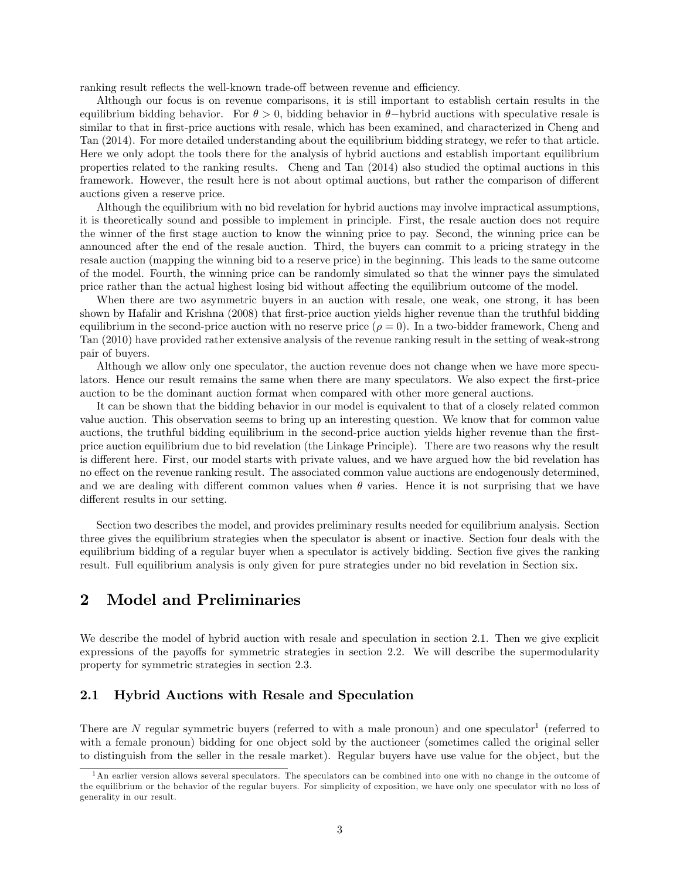ranking result reflects the well-known trade-off between revenue and efficiency.

Although our focus is on revenue comparisons, it is still important to establish certain results in the equilibrium bidding behavior. For $\theta > 0$, bidding behavior in $\theta-$hybrid auctions with speculative resale is similar to that in first-price auctions with resale, which has been examined, and characterized in Cheng and Tan (2014). For more detailed understanding about the equilibrium bidding strategy, we refer to that article. Here we only adopt the tools there for the analysis of hybrid auctions and establish important equilibrium properties related to the ranking results. Cheng and Tan (2014) also studied the optimal auctions in this framework. However, the result here is not about optimal auctions, but rather the comparison of different auctions given a reserve price.

Although the equilibrium with no bid revelation for hybrid auctions may involve impractical assumptions, it is theoretically sound and possible to implement in principle. First, the resale auction does not require the winner of the first stage auction to know the winning price to pay. Second, the winning price can be announced after the end of the resale auction. Third, the buyers can commit to a pricing strategy in the resale auction (mapping the winning bid to a reserve price) in the beginning. This leads to the same outcome of the model. Fourth, the winning price can be randomly simulated so that the winner pays the simulated price rather than the actual highest losing bid without affecting the equilibrium outcome of the model.

When there are two asymmetric buyers in an auction with resale, one weak, one strong, it has been shown by Hafalir and Krishna (2008) that first-price auction yields higher revenue than the truthful bidding equilibrium in the second-price auction with no reserve price ($\rho = 0$). In a two-bidder framework, Cheng and Tan (2010) have provided rather extensive analysis of the revenue ranking result in the setting of weak-strong pair of buyers.

Although we allow only one speculator, the auction revenue does not change when we have more speculators. Hence our result remains the same when there are many speculators. We also expect the first-price auction to be the dominant auction format when compared with other more general auctions.

It can be shown that the bidding behavior in our model is equivalent to that of a closely related common value auction. This observation seems to bring up an interesting question. We know that for common value auctions, the truthful bidding equilibrium in the second-price auction yields higher revenue than the first-price auction equilibrium due to bid revelation (the Linkage Principle). There are two reasons why the result is different here. First, our model starts with private values, and we have argued how the bid revelation has no effect on the revenue ranking result. The associated common value auctions are endogenously determined, and we are dealing with different common values when $\theta$ varies. Hence it is not surprising that we have different results in our setting.

Section two describes the model, and provides preliminary results needed for equilibrium analysis. Section three gives the equilibrium strategies when the speculator is absent or inactive. Section four deals with the equilibrium bidding of a regular buyer when a speculator is actively bidding. Section five gives the ranking result. Full equilibrium analysis is only given for pure strategies under no bid revelation in Section six.

# 2 Model and Preliminaries

We describe the model of hybrid auction with resale and speculation in section 2.1. Then we give explicit expressions of the payoffs for symmetric strategies in section 2.2. We will describe the supermodularity property for symmetric strategies in section 2.3.

## 2.1 Hybrid Auctions with Resale and Speculation

There are $N$ regular symmetric buyers (referred to with a male pronoun) and one speculator[1] (referred to with a female pronoun) bidding for one object sold by the auctioneer (sometimes called the original seller to distinguish from the seller in the resale market). Regular buyers have use value for the object, but the

[1] An earlier version allows several speculators. The speculators can be combined into one with no change in the outcome of the equilibrium or the behavior of the regular buyers. For simplicity of exposition, we have only one speculator with no loss of generality in our result.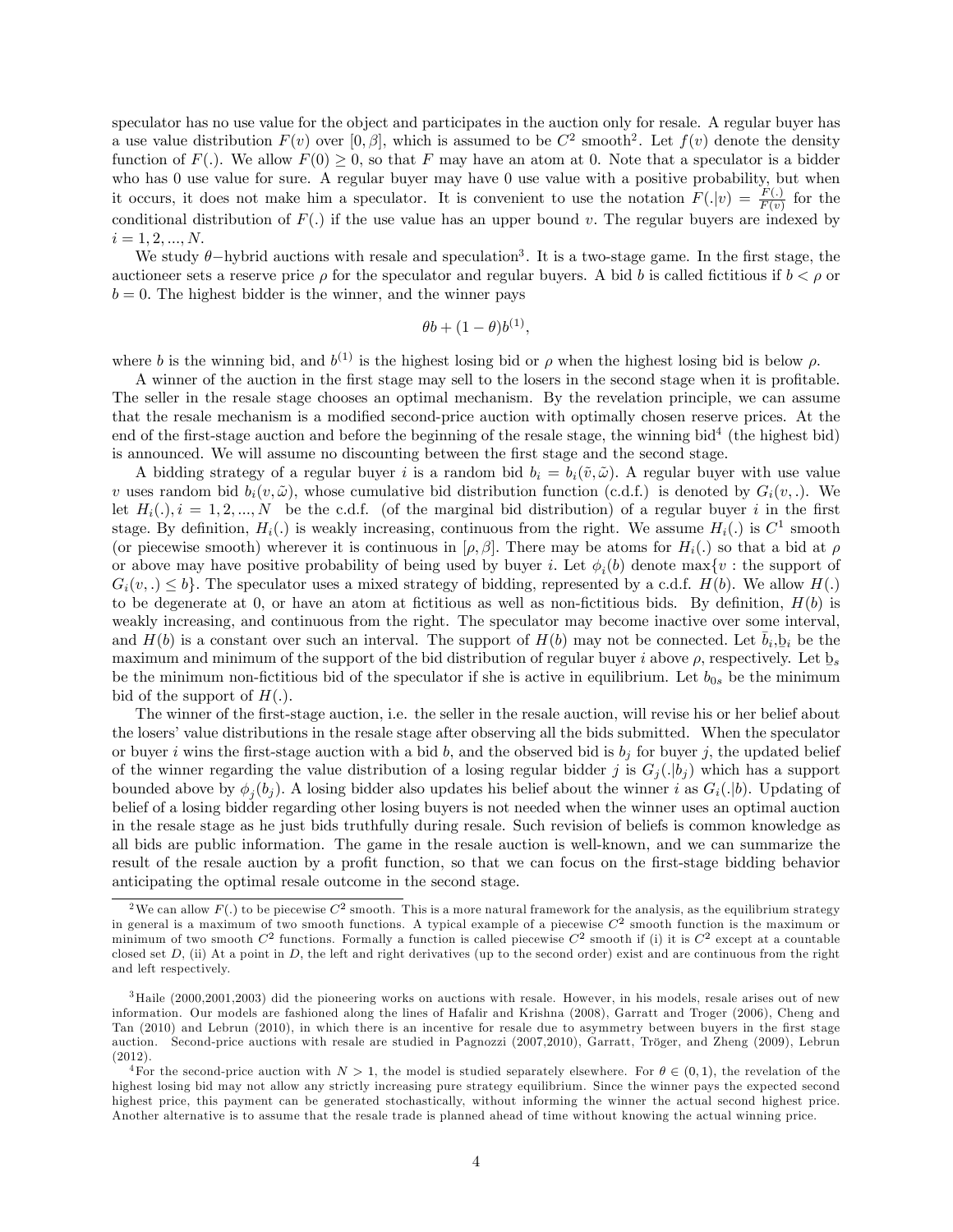speculator has no use value for the object and participates in the auction only for resale. A regular buyer has a use value distribution $F(v)$ over $[0, \beta]$, which is assumed to be $C^2$ smooth[2]. Let $f(v)$ denote the density function of $F(.)$. We allow $F(0) \geq 0$, so that $F$ may have an atom at 0. Note that a speculator is a bidder who has 0 use value for sure. A regular buyer may have 0 use value with a positive probability, but when it occurs, it does not make him a speculator. It is convenient to use the notation $F(.|v) = \frac{F(.)}{F(v)}$ for the conditional distribution of $F(.)$ if the use value has an upper bound $v$. The regular buyers are indexed by $i = 1, 2, ..., N$.

We study $\theta$−hybrid auctions with resale and speculation[3]. It is a two-stage game. In the first stage, the auctioneer sets a reserve price $\rho$ for the speculator and regular buyers. A bid $b$ is called fictitious if $b < \rho$ or $b = 0$. The highest bidder is the winner, and the winner pays

$$\theta b + (1 - \theta) b^{(1)},$$

where $b$ is the winning bid, and $b^{(1)}$ is the highest losing bid or $\rho$ when the highest losing bid is below $\rho$.

A winner of the auction in the first stage may sell to the losers in the second stage when it is profitable. The seller in the resale stage chooses an optimal mechanism. By the revelation principle, we can assume that the resale mechanism is a modified second-price auction with optimally chosen reserve prices. At the end of the first-stage auction and before the beginning of the resale stage, the winning bid[4] (the highest bid) is announced. We will assume no discounting between the first stage and the second stage.

A bidding strategy of a regular buyer $i$ is a random bid $b_i = b_i(\tilde{v}, \tilde{\omega})$. A regular buyer with use value $v$ uses random bid $b_i(v, \tilde{\omega})$, whose cumulative bid distribution function (c.d.f.) is denoted by $G_i(v, .)$. We let $H_i(.), i = 1, 2, ..., N$ be the c.d.f. (of the marginal bid distribution) of a regular buyer $i$ in the first stage. By definition, $H_i(.)$ is weakly increasing, continuous from the right. We assume $H_i(.)$ is $C^1$ smooth (or piecewise smooth) wherever it is continuous in $[\rho, \beta]$. There may be atoms for $H_i(.)$ so that a bid at $\rho$ or above may have positive probability of being used by buyer $i$. Let $\phi_i(b)$ denote $\max\{v :$ the support of $G_i(v, .) \leq b\}$. The speculator uses a mixed strategy of bidding, represented by a c.d.f. $H(b)$. We allow $H(.)$ to be degenerate at 0, or have an atom at fictitious as well as non-fictitious bids. By definition, $H(b)$ is weakly increasing, and continuous from the right. The speculator may become inactive over some interval, and $H(b)$ is a constant over such an interval. The support of $H(b)$ may not be connected. Let $\bar{b}_i$,$\underline{b}_i$ be the maximum and minimum of the support of the bid distribution of regular buyer $i$ above $\rho$, respectively. Let $\underline{b}_s$ be the minimum non-fictitious bid of the speculator if she is active in equilibrium. Let $b_{0s}$ be the minimum bid of the support of $H(.)$.

The winner of the first-stage auction, i.e. the seller in the resale auction, will revise his or her belief about the losers' value distributions in the resale stage after observing all the bids submitted. When the speculator or buyer $i$ wins the first-stage auction with a bid $b$, and the observed bid is $b_j$ for buyer $j$, the updated belief of the winner regarding the value distribution of a losing regular bidder $j$ is $G_j(.|b_j)$ which has a support bounded above by $\phi_j(b_j)$. A losing bidder also updates his belief about the winner $i$ as $G_i(.|b)$. Updating of belief of a losing bidder regarding other losing buyers is not needed when the winner uses an optimal auction in the resale stage as he just bids truthfully during resale. Such revision of beliefs is common knowledge as all bids are public information. The game in the resale auction is well-known, and we can summarize the result of the resale auction by a profit function, so that we can focus on the first-stage bidding behavior anticipating the optimal resale outcome in the second stage.

---

[2] We can allow $F(.)$ to be piecewise $C^2$ smooth. This is a more natural framework for the analysis, as the equilibrium strategy in general is a maximum of two smooth functions. A typical example of a piecewise $C^2$ smooth function is the maximum or minimum of two smooth $C^2$ functions. Formally a function is called piecewise $C^2$ smooth if (i) it is $C^2$ except at a countable closed set $D$, (ii) At a point in $D$, the left and right derivatives (up to the second order) exist and are continuous from the right and left respectively.

[3] Haile (2000,2001,2003) did the pioneering works on auctions with resale. However, in his models, resale arises out of new information. Our models are fashioned along the lines of Hafalir and Krishna (2008), Garratt and Troger (2006), Cheng and Tan (2010) and Lebrun (2010), in which there is an incentive for resale due to asymmetry between buyers in the first stage auction. Second-price auctions with resale are studied in Pagnozzi (2007,2010), Garratt, Tröger, and Zheng (2009), Lebrun (2012).

[4] For the second-price auction with $N > 1$, the model is studied separately elsewhere. For $\theta \in (0, 1)$, the revelation of the highest losing bid may not allow any strictly increasing pure strategy equilibrium. Since the winner pays the expected second highest price, this payment can be generated stochastically, without informing the winner the actual second highest price. Another alternative is to assume that the resale trade is planned ahead of time without knowing the actual winning price.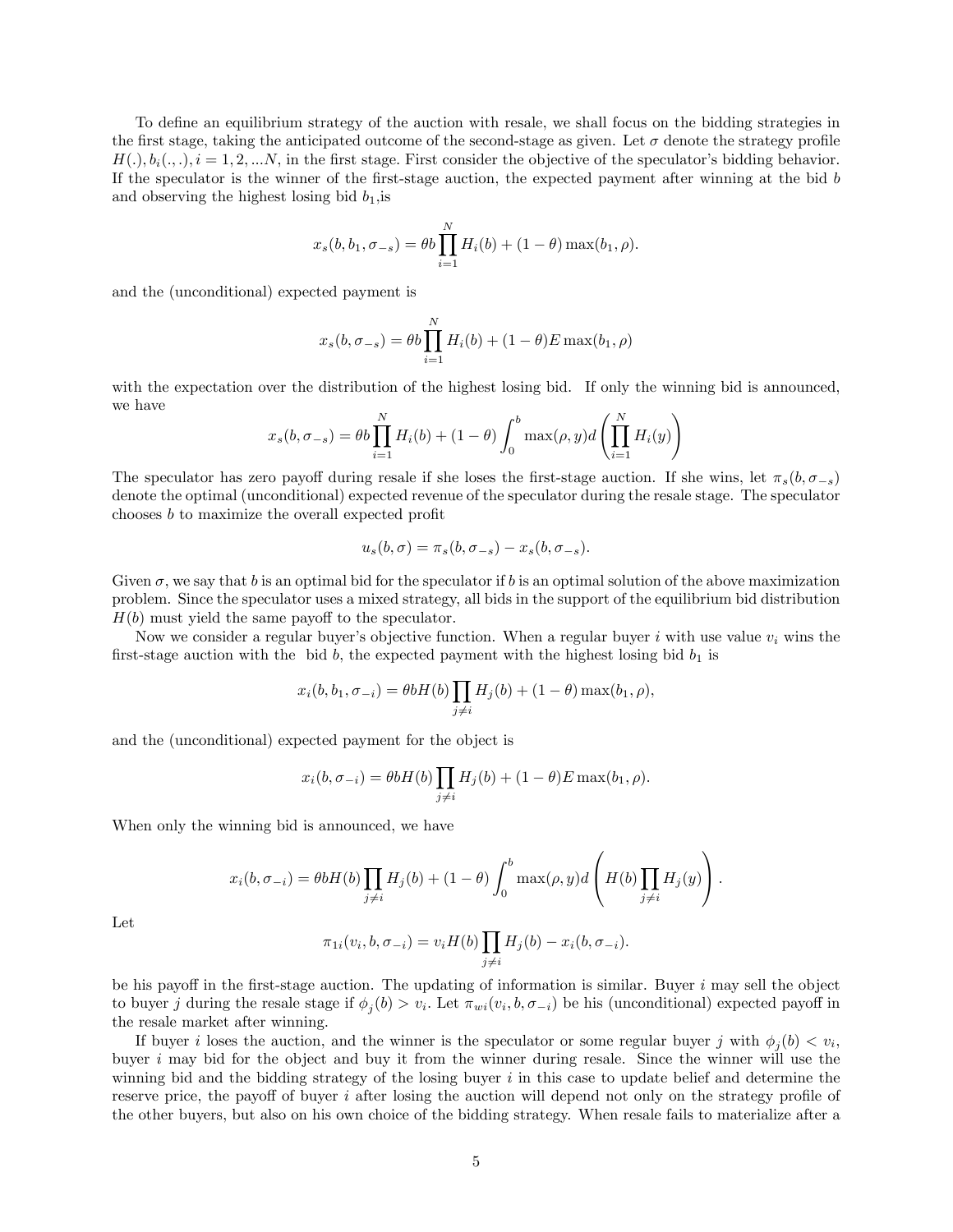To define an equilibrium strategy of the auction with resale, we shall focus on the bidding strategies in the first stage, taking the anticipated outcome of the second-stage as given. Let $\sigma$ denote the strategy profile $H(.), b_i(.,.), i = 1, 2, ...N$, in the first stage. First consider the objective of the speculator's bidding behavior. If the speculator is the winner of the first-stage auction, the expected payment after winning at the bid $b$ and observing the highest losing bid $b_1$,is

$$x_s(b, b_1, \sigma_{-s}) = \theta b \prod_{i=1}^{N} H_i(b) + (1-\theta)\max(b_1, \rho).$$

and the (unconditional) expected payment is

$$x_s(b, \sigma_{-s}) = \theta b \prod_{i=1}^{N} H_i(b) + (1-\theta) E \max(b_1, \rho)$$

with the expectation over the distribution of the highest losing bid. If only the winning bid is announced, we have

$$x_s(b, \sigma_{-s}) = \theta b \prod_{i=1}^{N} H_i(b) + (1-\theta)\int_0^b \max(\rho, y) d\left(\prod_{i=1}^{N} H_i(y)\right)$$

The speculator has zero payoff during resale if she loses the first-stage auction. If she wins, let $\pi_s(b, \sigma_{-s})$ denote the optimal (unconditional) expected revenue of the speculator during the resale stage. The speculator chooses $b$ to maximize the overall expected profit

$$u_s(b, \sigma) = \pi_s(b, \sigma_{-s}) - x_s(b, \sigma_{-s}).$$

Given $\sigma$, we say that $b$ is an optimal bid for the speculator if $b$ is an optimal solution of the above maximization problem. Since the speculator uses a mixed strategy, all bids in the support of the equilibrium bid distribution $H(b)$ must yield the same payoff to the speculator.

Now we consider a regular buyer's objective function. When a regular buyer $i$ with use value $v_i$ wins the first-stage auction with the bid $b$, the expected payment with the highest losing bid $b_1$ is

$$x_i(b, b_1, \sigma_{-i}) = \theta b H(b) \prod_{j \neq i} H_j(b) + (1-\theta)\max(b_1, \rho),$$

and the (unconditional) expected payment for the object is

$$x_i(b, \sigma_{-i}) = \theta b H(b) \prod_{j \neq i} H_j(b) + (1-\theta) E \max(b_1, \rho).$$

When only the winning bid is announced, we have

$$x_i(b, \sigma_{-i}) = \theta b H(b) \prod_{j \neq i} H_j(b) + (1-\theta)\int_0^b \max(\rho, y) d\left(H(b) \prod_{j \neq i} H_j(y)\right).$$

Let

$$\pi_{1i}(v_i, b, \sigma_{-i}) = v_i H(b) \prod_{j \neq i} H_j(b) - x_i(b, \sigma_{-i}).$$

be his payoff in the first-stage auction. The updating of information is similar. Buyer $i$ may sell the object to buyer $j$ during the resale stage if $\phi_j(b) > v_i$. Let $\pi_{wi}(v_i, b, \sigma_{-i})$ be his (unconditional) expected payoff in the resale market after winning.

If buyer $i$ loses the auction, and the winner is the speculator or some regular buyer $j$ with $\phi_j(b) < v_i$, buyer $i$ may bid for the object and buy it from the winner during resale. Since the winner will use the winning bid and the bidding strategy of the losing buyer $i$ in this case to update belief and determine the reserve price, the payoff of buyer $i$ after losing the auction will depend not only on the strategy profile of the other buyers, but also on his own choice of the bidding strategy. When resale fails to materialize after a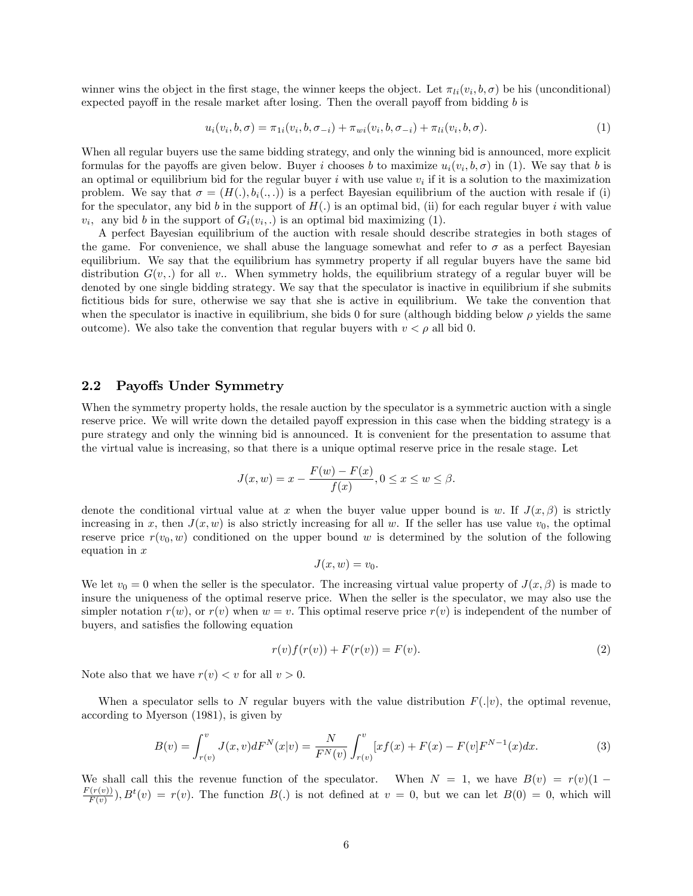winner wins the object in the first stage, the winner keeps the object. Let $\pi_{li}(v_i, b, \sigma)$ be his (unconditional) expected payoff in the resale market after losing. Then the overall payoff from bidding $b$ is

$$u_i(v_i, b, \sigma) = \pi_{1i}(v_i, b, \sigma_{-i}) + \pi_{wi}(v_i, b, \sigma_{-i}) + \pi_{li}(v_i, b, \sigma). \tag{1}$$

When all regular buyers use the same bidding strategy, and only the winning bid is announced, more explicit formulas for the payoffs are given below. Buyer $i$ chooses $b$ to maximize $u_i(v_i, b, \sigma)$ in (1). We say that $b$ is an optimal or equilibrium bid for the regular buyer $i$ with use value $v_i$ if it is a solution to the maximization problem. We say that $\sigma = (H(.), b_i(.,.))$ is a perfect Bayesian equilibrium of the auction with resale if (i) for the speculator, any bid $b$ in the support of $H(.)$ is an optimal bid, (ii) for each regular buyer $i$ with value $v_i$, any bid $b$ in the support of $G_i(v_i, .)$ is an optimal bid maximizing (1).

A perfect Bayesian equilibrium of the auction with resale should describe strategies in both stages of the game. For convenience, we shall abuse the language somewhat and refer to $\sigma$ as a perfect Bayesian equilibrium. We say that the equilibrium has symmetry property if all regular buyers have the same bid distribution $G(v, .)$ for all $v$.. When symmetry holds, the equilibrium strategy of a regular buyer will be denoted by one single bidding strategy. We say that the speculator is inactive in equilibrium if she submits fictitious bids for sure, otherwise we say that she is active in equilibrium. We take the convention that when the speculator is inactive in equilibrium, she bids 0 for sure (although bidding below $\rho$ yields the same outcome). We also take the convention that regular buyers with $v < \rho$ all bid 0.

## 2.2 Payoffs Under Symmetry

When the symmetry property holds, the resale auction by the speculator is a symmetric auction with a single reserve price. We will write down the detailed payoff expression in this case when the bidding strategy is a pure strategy and only the winning bid is announced. It is convenient for the presentation to assume that the virtual value is increasing, so that there is a unique optimal reserve price in the resale stage. Let

$$J(x, w) = x - \frac{F(w) - F(x)}{f(x)}, 0 \leq x \leq w \leq \beta.$$

denote the conditional virtual value at $x$ when the buyer value upper bound is $w$. If $J(x, \beta)$ is strictly increasing in $x$, then $J(x, w)$ is also strictly increasing for all $w$. If the seller has use value $v_0$, the optimal reserve price $r(v_0, w)$ conditioned on the upper bound $w$ is determined by the solution of the following equation in $x$

$$J(x, w) = v_0.$$

We let $v_0 = 0$ when the seller is the speculator. The increasing virtual value property of $J(x, \beta)$ is made to insure the uniqueness of the optimal reserve price. When the seller is the speculator, we may also use the simpler notation $r(w)$, or $r(v)$ when $w = v$. This optimal reserve price $r(v)$ is independent of the number of buyers, and satisfies the following equation

$$r(v)f(r(v)) + F(r(v)) = F(v). \tag{2}$$

Note also that we have $r(v) < v$ for all $v > 0$.

When a speculator sells to $N$ regular buyers with the value distribution $F(.|v)$, the optimal revenue, according to Myerson (1981), is given by

$$B(v) = \int_{r(v)}^{v} J(x, v) dF^N(x|v) = \frac{N}{F^N(v)} \int_{r(v)}^{v} [xf(x) + F(x) - F(v]F^{N-1}(x) dx. \tag{3}$$

We shall call this the revenue function of the speculator. When $N = 1$, we have $B(v) = r(v)(1 - \frac{F(r(v))}{F(v)}), B^t(v) = r(v)$. The function $B(.)$ is not defined at $v = 0$, but we can let $B(0) = 0$, which will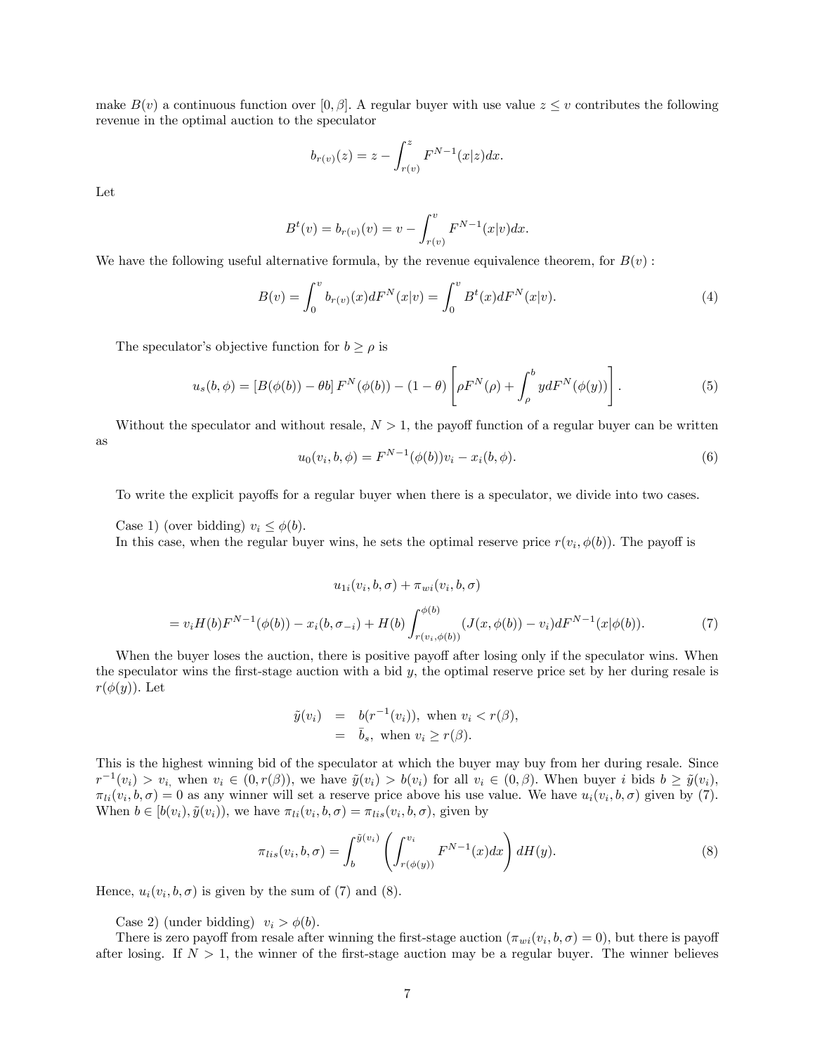make $B(v)$ a continuous function over $[0, \beta]$. A regular buyer with use value $z \leq v$ contributes the following revenue in the optimal auction to the speculator

$$b_{r(v)}(z) = z - \int_{r(v)}^{z} F^{N-1}(x|z)dx.$$

Let

$$B^t(v) = b_{r(v)}(v) = v - \int_{r(v)}^{v} F^{N-1}(x|v)dx.$$

We have the following useful alternative formula, by the revenue equivalence theorem, for $B(v)$ :

$$B(v) = \int_0^v b_{r(v)}(x)dF^N(x|v) = \int_0^v B^t(x)dF^N(x|v). \tag{4}$$

The speculator's objective function for $b \geq \rho$ is

$$u_s(b, \phi) = [B(\phi(b)) - \theta b] F^N(\phi(b)) - (1-\theta) \left[ \rho F^N(\rho) + \int_\rho^b y dF^N(\phi(y)) \right]. \tag{5}$$

Without the speculator and without resale, $N > 1$, the payoff function of a regular buyer can be written as

$$u_0(v_i, b, \phi) = F^{N-1}(\phi(b))v_i - x_i(b, \phi). \tag{6}$$

To write the explicit payoffs for a regular buyer when there is a speculator, we divide into two cases.

Case 1) (over bidding) $v_i \leq \phi(b)$.

In this case, when the regular buyer wins, he sets the optimal reserve price $r(v_i, \phi(b))$. The payoff is

$$u_{1i}(v_i, b, \sigma) + \pi_{wi}(v_i, b, \sigma)$$

$$= v_i H(b) F^{N-1}(\phi(b)) - x_i(b, \sigma_{-i}) + H(b) \int_{r(v_i, \phi(b))}^{\phi(b)} (J(x, \phi(b)) - v_i) dF^{N-1}(x|\phi(b)). \tag{7}$$

When the buyer loses the auction, there is positive payoff after losing only if the speculator wins. When the speculator wins the first-stage auction with a bid $y$, the optimal reserve price set by her during resale is $r(\phi(y))$. Let

$$\begin{aligned} \tilde{y}(v_i) &= b(r^{-1}(v_i)), \text{ when } v_i < r(\beta), \\ &= \bar{b}_s, \text{ when } v_i \geq r(\beta). \end{aligned}$$

This is the highest winning bid of the speculator at which the buyer may buy from her during resale. Since $r^{-1}(v_i) > v_i$, when $v_i \in (0, r(\beta))$, we have $\tilde{y}(v_i) > b(v_i)$ for all $v_i \in (0, \beta)$. When buyer $i$ bids $b \geq \tilde{y}(v_i)$, $\pi_{li}(v_i, b, \sigma) = 0$ as any winner will set a reserve price above his use value. We have $u_i(v_i, b, \sigma)$ given by (7). When $b \in [b(v_i), \tilde{y}(v_i))$, we have $\pi_{li}(v_i, b, \sigma) = \pi_{lis}(v_i, b, \sigma)$, given by

$$\pi_{lis}(v_i, b, \sigma) = \int_b^{\tilde{y}(v_i)} \left( \int_{r(\phi(y))}^{v_i} F^{N-1}(x)dx \right) dH(y). \tag{8}$$

Hence, $u_i(v_i, b, \sigma)$ is given by the sum of (7) and (8).

Case 2) (under bidding) $v_i > \phi(b)$.

There is zero payoff from resale after winning the first-stage auction ($\pi_{wi}(v_i, b, \sigma) = 0$), but there is payoff after losing. If $N > 1$, the winner of the first-stage auction may be a regular buyer. The winner believes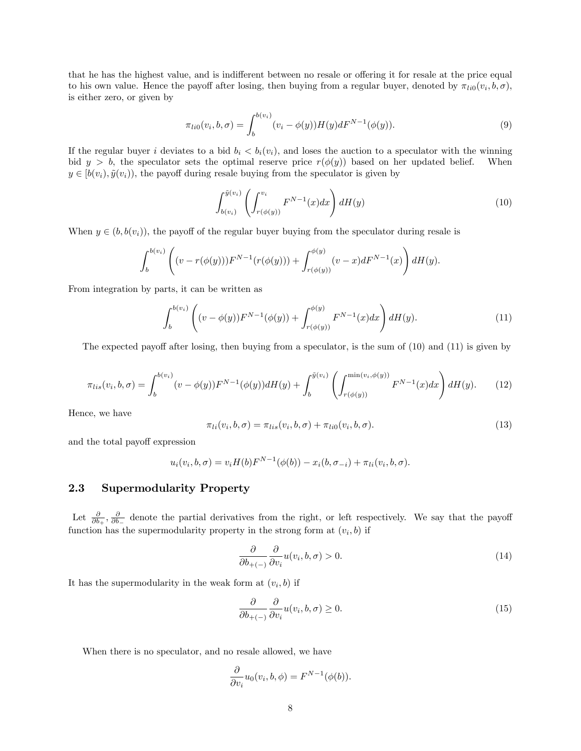that he has the highest value, and is indifferent between no resale or offering it for resale at the price equal to his own value. Hence the payoff after losing, then buying from a regular buyer, denoted by $\pi_{li0}(v_i, b, \sigma)$, is either zero, or given by

$$\pi_{li0}(v_i, b, \sigma) = \int_b^{b(v_i)} (v_i - \phi(y))H(y)dF^{N-1}(\phi(y)). \tag{9}$$

If the regular buyer $i$ deviates to a bid $b_i < b_i(v_i)$, and loses the auction to a speculator with the winning bid $y > b$, the speculator sets the optimal reserve price $r(\phi(y))$ based on her updated belief. When $y \in [b(v_i), \tilde{y}(v_i))$, the payoff during resale buying from the speculator is given by

$$\int_{b(v_i)}^{\tilde{y}(v_i)} \left( \int_{r(\phi(y))}^{v_i} F^{N-1}(x)dx \right) dH(y) \tag{10}$$

When $y \in (b, b(v_i))$, the payoff of the regular buyer buying from the speculator during resale is

$$\int_b^{b(v_i)} \left( (v - r(\phi(y)))F^{N-1}(r(\phi(y))) + \int_{r(\phi(y))}^{\phi(y)} (v - x)dF^{N-1}(x) \right) dH(y).$$

From integration by parts, it can be written as

$$\int_b^{b(v_i)} \left( (v - \phi(y))F^{N-1}(\phi(y)) + \int_{r(\phi(y))}^{\phi(y)} F^{N-1}(x)dx \right) dH(y). \tag{11}$$

The expected payoff after losing, then buying from a speculator, is the sum of (10) and (11) is given by

$$\pi_{lis}(v_i, b, \sigma) = \int_b^{b(v_i)} (v - \phi(y))F^{N-1}(\phi(y))dH(y) + \int_b^{\tilde{y}(v_i)} \left( \int_{r(\phi(y))}^{\min(v_i, \phi(y))} F^{N-1}(x)dx \right) dH(y). \tag{12}$$

Hence, we have

$$\pi_{li}(v_i, b, \sigma) = \pi_{lis}(v_i, b, \sigma) + \pi_{li0}(v_i, b, \sigma). \tag{13}$$

and the total payoff expression

$$u_i(v_i, b, \sigma) = v_i H(b)F^{N-1}(\phi(b)) - x_i(b, \sigma_{-i}) + \pi_{li}(v_i, b, \sigma).$$

## 2.3 Supermodularity Property

Let $\frac{\partial}{\partial b_+}, \frac{\partial}{\partial b_-}$ denote the partial derivatives from the right, or left respectively. We say that the payoff function has the supermodularity property in the strong form at $(v_i, b)$ if

$$\frac{\partial}{\partial b_{+(-)}} \frac{\partial}{\partial v_i} u(v_i, b, \sigma) > 0. \tag{14}$$

It has the supermodularity in the weak form at $(v_i, b)$ if

$$\frac{\partial}{\partial b_{+(-)}} \frac{\partial}{\partial v_i} u(v_i, b, \sigma) \geq 0. \tag{15}$$

When there is no speculator, and no resale allowed, we have

$$\frac{\partial}{\partial v_i} u_0(v_i, b, \phi) = F^{N-1}(\phi(b)).$$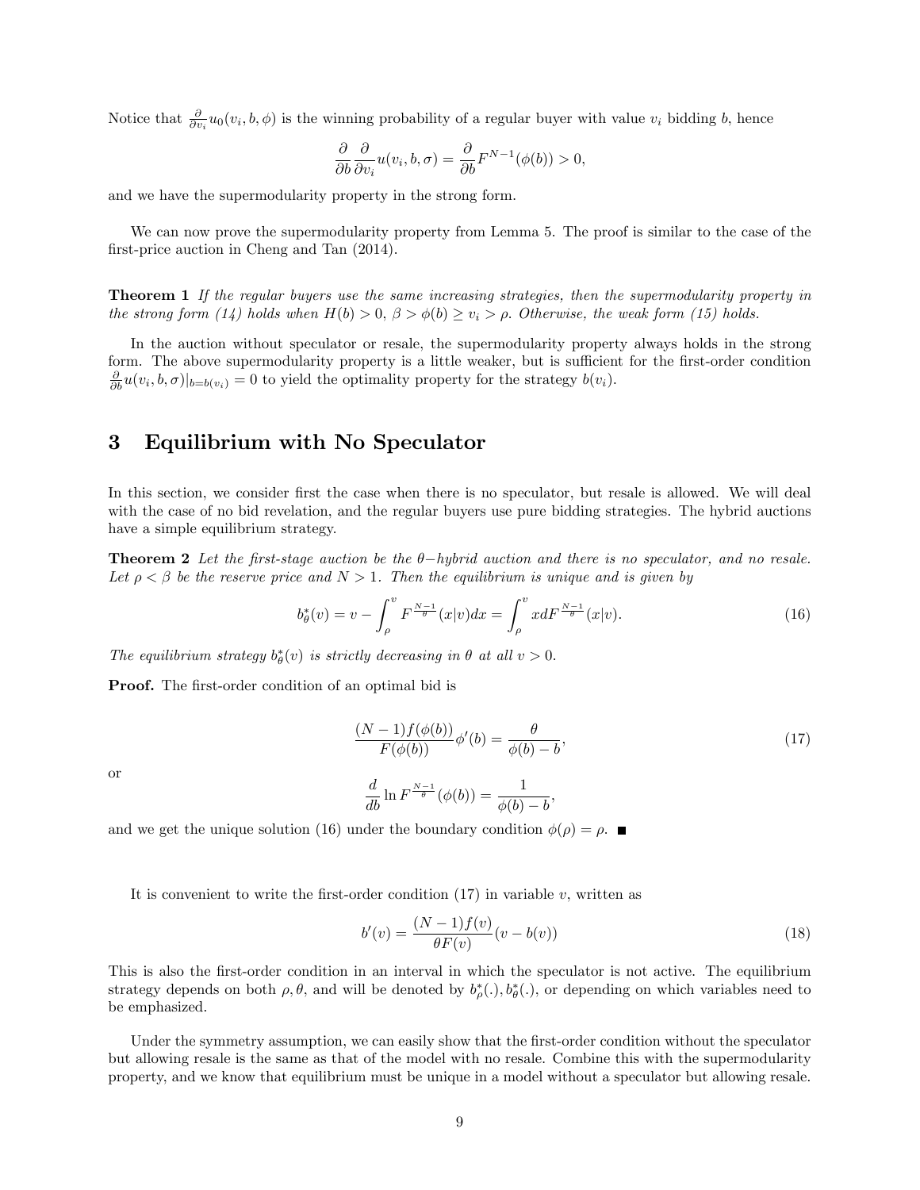Notice that $\frac{\partial}{\partial v_i}u_0(v_i, b, \phi)$ is the winning probability of a regular buyer with value $v_i$ bidding $b$, hence

$$\frac{\partial}{\partial b}\frac{\partial}{\partial v_i}u(v_i, b, \sigma) = \frac{\partial}{\partial b}F^{N-1}(\phi(b)) > 0,$$

and we have the supermodularity property in the strong form.

We can now prove the supermodularity property from Lemma 5. The proof is similar to the case of the first-price auction in Cheng and Tan (2014).

**Theorem 1** *If the regular buyers use the same increasing strategies, then the supermodularity property in the strong form (14) holds when $H(b) > 0$, $\beta > \phi(b) \geq v_i > \rho$. Otherwise, the weak form (15) holds.*

In the auction without speculator or resale, the supermodularity property always holds in the strong form. The above supermodularity property is a little weaker, but is sufficient for the first-order condition $\frac{\partial}{\partial b}u(v_i, b, \sigma)|_{b=b(v_i)} = 0$ to yield the optimality property for the strategy $b(v_i)$.

# 3 Equilibrium with No Speculator

In this section, we consider first the case when there is no speculator, but resale is allowed. We will deal with the case of no bid revelation, and the regular buyers use pure bidding strategies. The hybrid auctions have a simple equilibrium strategy.

**Theorem 2** *Let the first-stage auction be the $\theta-$hybrid auction and there is no speculator, and no resale. Let $\rho < \beta$ be the reserve price and $N > 1$. Then the equilibrium is unique and is given by*

$$b^*_\theta(v) = v - \int_\rho^v F^{\frac{N-1}{\theta}}(x|v)dx = \int_\rho^v x dF^{\frac{N-1}{\theta}}(x|v). \tag{16}$$

*The equilibrium strategy $b^*_\theta(v)$ is strictly decreasing in $\theta$ at all $v > 0$.*

**Proof.** The first-order condition of an optimal bid is

$$\frac{(N-1)f(\phi(b))}{F(\phi(b))}\phi'(b) = \frac{\theta}{\phi(b) - b}, \tag{17}$$

or

$$\frac{d}{db}\ln F^{\frac{N-1}{\theta}}(\phi(b)) = \frac{1}{\phi(b) - b},$$

and we get the unique solution (16) under the boundary condition $\phi(\rho) = \rho$. ■

It is convenient to write the first-order condition (17) in variable $v$, written as

$$b'(v) = \frac{(N-1)f(v)}{\theta F(v)}(v - b(v)) \tag{18}$$

This is also the first-order condition in an interval in which the speculator is not active. The equilibrium strategy depends on both $\rho, \theta$, and will be denoted by $b^*_\rho(.), b^*_\theta(.)$, or depending on which variables need to be emphasized.

Under the symmetry assumption, we can easily show that the first-order condition without the speculator but allowing resale is the same as that of the model with no resale. Combine this with the supermodularity property, and we know that equilibrium must be unique in a model without a speculator but allowing resale.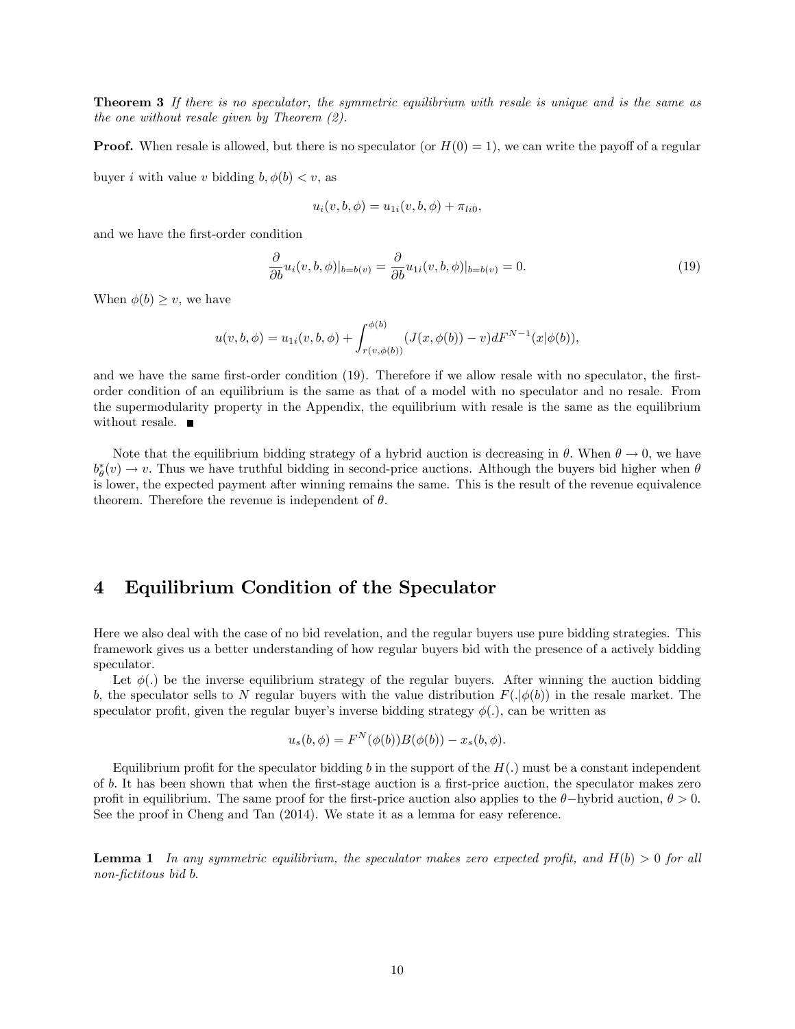**Theorem 3** *If there is no speculator, the symmetric equilibrium with resale is unique and is the same as the one without resale given by Theorem (2).*

**Proof.** When resale is allowed, but there is no speculator (or $H(0) = 1$), we can write the payoff of a regular buyer $i$ with value $v$ bidding $b, \phi(b) < v$, as

$$u_i(v, b, \phi) = u_{1i}(v, b, \phi) + \pi_{li0},$$

and we have the first-order condition

$$\frac{\partial}{\partial b} u_i(v, b, \phi)|_{b=b(v)} = \frac{\partial}{\partial b} u_{1i}(v, b, \phi)|_{b=b(v)} = 0. \tag{19}$$

When $\phi(b) \geq v$, we have

$$u(v, b, \phi) = u_{1i}(v, b, \phi) + \int_{r(v,\phi(b))}^{\phi(b)} (J(x, \phi(b)) - v) dF^{N-1}(x|\phi(b)),$$

and we have the same first-order condition (19). Therefore if we allow resale with no speculator, the first-order condition of an equilibrium is the same as that of a model with no speculator and no resale. From the supermodularity property in the Appendix, the equilibrium with resale is the same as the equilibrium without resale. ■

Note that the equilibrium bidding strategy of a hybrid auction is decreasing in $\theta$. When $\theta \to 0$, we have $b^*_\theta(v) \to v$. Thus we have truthful bidding in second-price auctions. Although the buyers bid higher when $\theta$ is lower, the expected payment after winning remains the same. This is the result of the revenue equivalence theorem. Therefore the revenue is independent of $\theta$.

# 4 Equilibrium Condition of the Speculator

Here we also deal with the case of no bid revelation, and the regular buyers use pure bidding strategies. This framework gives us a better understanding of how regular buyers bid with the presence of a actively bidding speculator.

Let $\phi(.)$ be the inverse equilibrium strategy of the regular buyers. After winning the auction bidding $b$, the speculator sells to $N$ regular buyers with the value distribution $F(.|\phi(b))$ in the resale market. The speculator profit, given the regular buyer's inverse bidding strategy $\phi(.)$, can be written as

$$u_s(b, \phi) = F^N(\phi(b))B(\phi(b)) - x_s(b, \phi).$$

Equilibrium profit for the speculator bidding $b$ in the support of the $H(.)$ must be a constant independent of $b$. It has been shown that when the first-stage auction is a first-price auction, the speculator makes zero profit in equilibrium. The same proof for the first-price auction also applies to the $\theta-$hybrid auction, $\theta > 0$. See the proof in Cheng and Tan (2014). We state it as a lemma for easy reference.

**Lemma 1** *In any symmetric equilibrium, the speculator makes zero expected profit, and $H(b) > 0$ for all non-fictitous bid $b$.*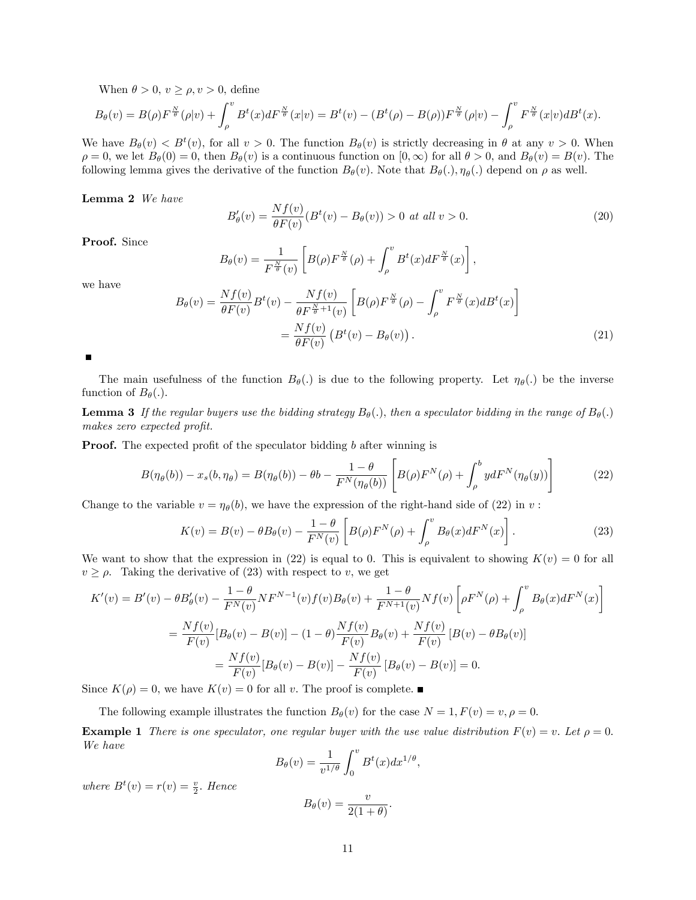When $\theta > 0$, $v \geq \rho, v > 0$, define

$$B_\theta(v) = B(\rho)F^{\frac{N}{\theta}}(\rho|v) + \int_\rho^v B^t(x)dF^{\frac{N}{\theta}}(x|v) = B^t(v) - (B^t(\rho) - B(\rho))F^{\frac{N}{\theta}}(\rho|v) - \int_\rho^v F^{\frac{N}{\theta}}(x|v)dB^t(x).$$

We have $B_\theta(v) < B^t(v)$, for all $v > 0$. The function $B_\theta(v)$ is strictly decreasing in $\theta$ at any $v > 0$. When $\rho = 0$, we let $B_\theta(0) = 0$, then $B_\theta(v)$ is a continuous function on $[0, \infty)$ for all $\theta > 0$, and $B_\theta(v) = B(v)$. The following lemma gives the derivative of the function $B_\theta(v)$. Note that $B_\theta(.), \eta_\theta(.)$ depend on $\rho$ as well.

**Lemma 2** *We have*

$$B'_\theta(v) = \frac{Nf(v)}{\theta F(v)}(B^t(v) - B_\theta(v)) > 0 \text{ at all } v > 0. \tag{20}$$

**Proof.** Since

$$B_\theta(v) = \frac{1}{F^{\frac{N}{\theta}}(v)}\left[B(\rho)F^{\frac{N}{\theta}}(\rho) + \int_\rho^v B^t(x)dF^{\frac{N}{\theta}}(x)\right],$$

we have

$$\begin{aligned}
B_\theta(v) &= \frac{Nf(v)}{\theta F(v)}B^t(v) - \frac{Nf(v)}{\theta F^{\frac{N}{\theta}+1}(v)}\left[B(\rho)F^{\frac{N}{\theta}}(\rho) - \int_\rho^v F^{\frac{N}{\theta}}(x)dB^t(x)\right] \\
&= \frac{Nf(v)}{\theta F(v)}\left(B^t(v) - B_\theta(v)\right). 
\end{aligned} \tag{21}$$

■

The main usefulness of the function $B_\theta(.)$ is due to the following property. Let $\eta_\theta(.)$ be the inverse function of $B_\theta(.)$.

**Lemma 3** *If the regular buyers use the bidding strategy $B_\theta(.)$, then a speculator bidding in the range of $B_\theta(.)$ makes zero expected profit.*

**Proof.** The expected profit of the speculator bidding $b$ after winning is

$$B(\eta_\theta(b)) - x_s(b, \eta_\theta) = B(\eta_\theta(b)) - \theta b - \frac{1-\theta}{F^N(\eta_\theta(b))}\left[B(\rho)F^N(\rho) + \int_\rho^b ydF^N(\eta_\theta(y))\right] \tag{22}$$

Change to the variable $v = \eta_\theta(b)$, we have the expression of the right-hand side of (22) in $v$ :

$$K(v) = B(v) - \theta B_\theta(v) - \frac{1-\theta}{F^N(v)}\left[B(\rho)F^N(\rho) + \int_\rho^v B_\theta(x)dF^N(x)\right]. \tag{23}$$

We want to show that the expression in (22) is equal to 0. This is equivalent to showing $K(v) = 0$ for all $v \geq \rho$. Taking the derivative of (23) with respect to $v$, we get

$$\begin{aligned}
K'(v) &= B'(v) - \theta B'_\theta(v) - \frac{1-\theta}{F^N(v)}NF^{N-1}(v)f(v)B_\theta(v) + \frac{1-\theta}{F^{N+1}(v)}Nf(v)\left[\rho F^N(\rho) + \int_\rho^v B_\theta(x)dF^N(x)\right] \\
&= \frac{Nf(v)}{F(v)}[B_\theta(v) - B(v)] - (1-\theta)\frac{Nf(v)}{F(v)}B_\theta(v) + \frac{Nf(v)}{F(v)}\left[B(v) - \theta B_\theta(v)\right] \\
&= \frac{Nf(v)}{F(v)}[B_\theta(v) - B(v)] - \frac{Nf(v)}{F(v)}\left[B_\theta(v) - B(v)\right] = 0.
\end{aligned}$$

Since $K(\rho) = 0$, we have $K(v) = 0$ for all $v$. The proof is complete. ■

The following example illustrates the function $B_\theta(v)$ for the case $N = 1, F(v) = v, \rho = 0$.

**Example 1** *There is one speculator, one regular buyer with the use value distribution $F(v) = v$. Let $\rho = 0$. We have*

$$B_\theta(v) = \frac{1}{v^{1/\theta}}\int_0^v B^t(x)dx^{1/\theta},$$

*where $B^t(v) = r(v) = \frac{v}{2}$. Hence*

$$B_\theta(v) = \frac{v}{2(1+\theta)}.$$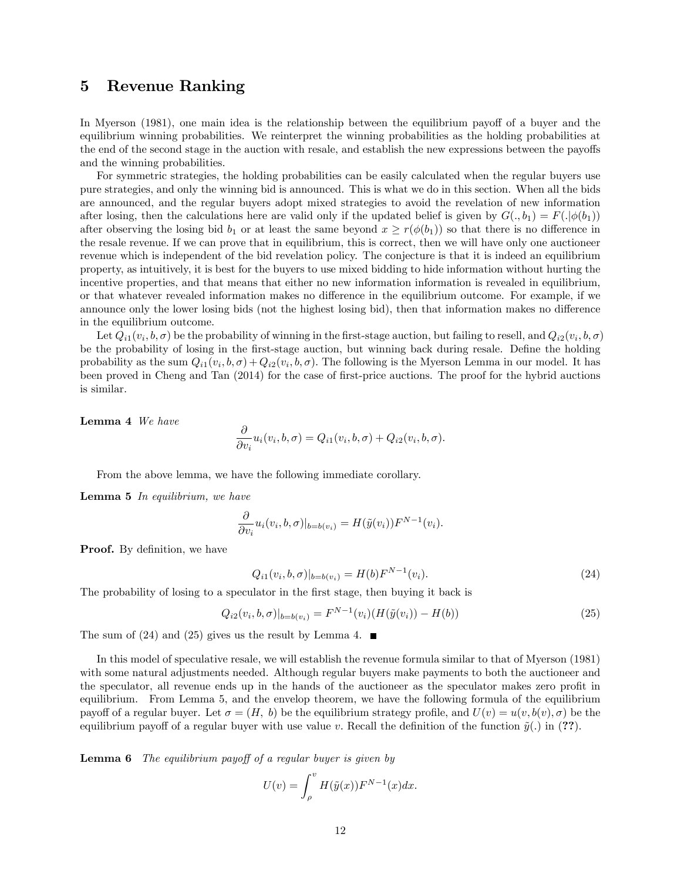# 5 Revenue Ranking

In Myerson (1981), one main idea is the relationship between the equilibrium payoff of a buyer and the equilibrium winning probabilities. We reinterpret the winning probabilities as the holding probabilities at the end of the second stage in the auction with resale, and establish the new expressions between the payoffs and the winning probabilities.

For symmetric strategies, the holding probabilities can be easily calculated when the regular buyers use pure strategies, and only the winning bid is announced. This is what we do in this section. When all the bids are announced, and the regular buyers adopt mixed strategies to avoid the revelation of new information after losing, then the calculations here are valid only if the updated belief is given by $G(., b_1) = F(.|\phi(b_1))$ after observing the losing bid $b_1$ or at least the same beyond $x \geq r(\phi(b_1))$ so that there is no difference in the resale revenue. If we can prove that in equilibrium, this is correct, then we will have only one auctioneer revenue which is independent of the bid revelation policy. The conjecture is that it is indeed an equilibrium property, as intuitively, it is best for the buyers to use mixed bidding to hide information without hurting the incentive properties, and that means that either no new information information is revealed in equilibrium, or that whatever revealed information makes no difference in the equilibrium outcome. For example, if we announce only the lower losing bids (not the highest losing bid), then that information makes no difference in the equilibrium outcome.

Let $Q_{i1}(v_i, b, \sigma)$ be the probability of winning in the first-stage auction, but failing to resell, and $Q_{i2}(v_i, b, \sigma)$ be the probability of losing in the first-stage auction, but winning back during resale. Define the holding probability as the sum $Q_{i1}(v_i, b, \sigma) + Q_{i2}(v_i, b, \sigma)$. The following is the Myerson Lemma in our model. It has been proved in Cheng and Tan (2014) for the case of first-price auctions. The proof for the hybrid auctions is similar.

**Lemma 4** *We have*

$$\frac{\partial}{\partial v_i} u_i(v_i, b, \sigma) = Q_{i1}(v_i, b, \sigma) + Q_{i2}(v_i, b, \sigma).$$

From the above lemma, we have the following immediate corollary.

**Lemma 5** *In equilibrium, we have*

$$\frac{\partial}{\partial v_i} u_i(v_i, b, \sigma)|_{b=b(v_i)} = H(\tilde{y}(v_i))F^{N-1}(v_i).$$

**Proof.** By definition, we have

$$Q_{i1}(v_i, b, \sigma)|_{b=b(v_i)} = H(b)F^{N-1}(v_i). \tag{24}$$

The probability of losing to a speculator in the first stage, then buying it back is

$$Q_{i2}(v_i, b, \sigma)|_{b=b(v_i)} = F^{N-1}(v_i)(H(\tilde{y}(v_i)) - H(b)) \tag{25}$$

The sum of (24) and (25) gives us the result by Lemma 4. ■

In this model of speculative resale, we will establish the revenue formula similar to that of Myerson (1981) with some natural adjustments needed. Although regular buyers make payments to both the auctioneer and the speculator, all revenue ends up in the hands of the auctioneer as the speculator makes zero profit in equilibrium. From Lemma 5, and the envelop theorem, we have the following formula of the equilibrium payoff of a regular buyer. Let $\sigma = (H,\ b)$ be the equilibrium strategy profile, and $U(v) = u(v, b(v), \sigma)$ be the equilibrium payoff of a regular buyer with use value $v$. Recall the definition of the function $\tilde{y}(.)$ in (**??**).

**Lemma 6** *The equilibrium payoff of a regular buyer is given by*

$$U(v) = \int_{\rho}^{v} H(\tilde{y}(x))F^{N-1}(x)dx.$$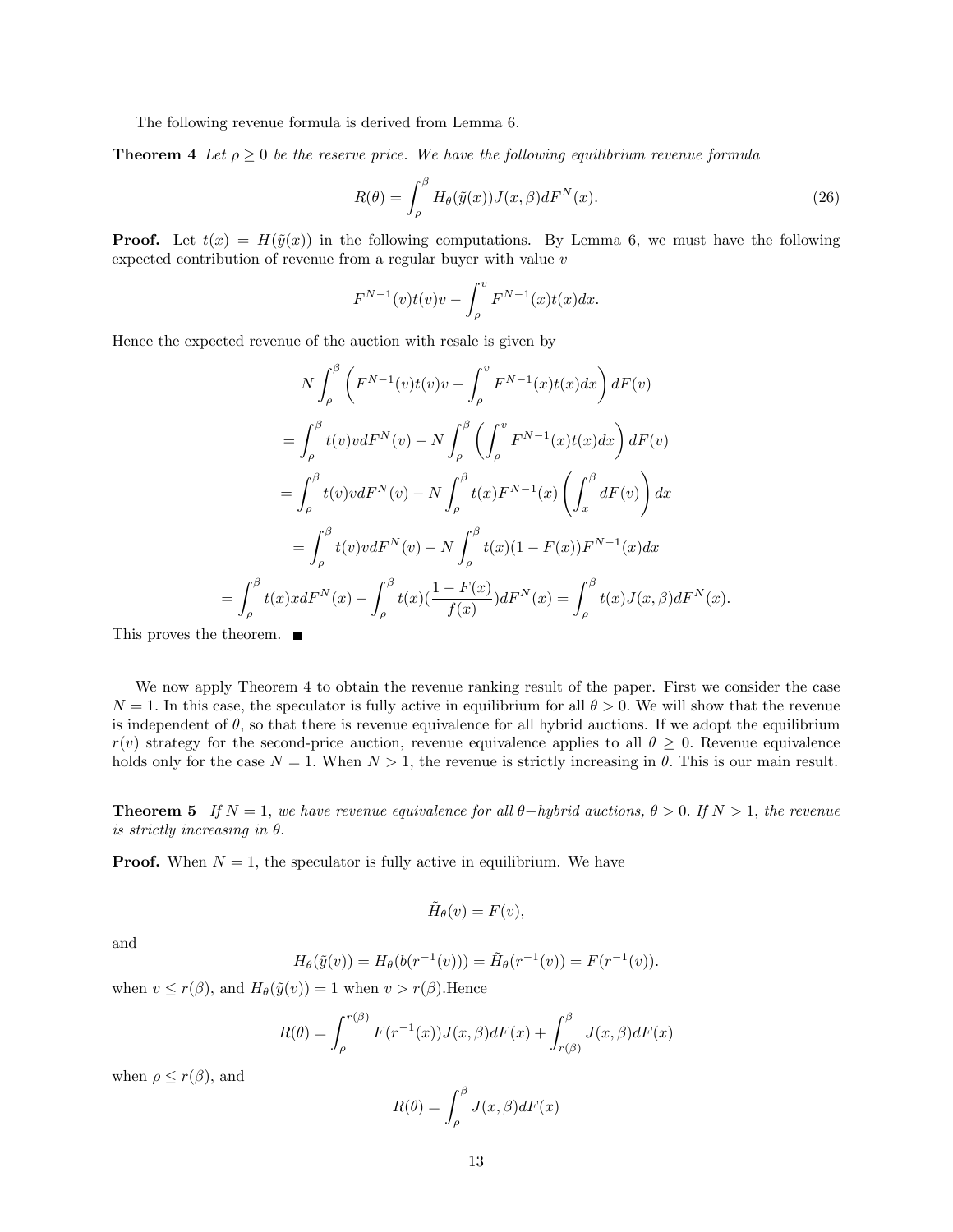The following revenue formula is derived from Lemma 6.

**Theorem 4** *Let $\rho \geq 0$ be the reserve price. We have the following equilibrium revenue formula*

$$R(\theta) = \int_{\rho}^{\beta} H_{\theta}(\tilde{y}(x))J(x,\beta)dF^{N}(x). \tag{26}$$

**Proof.** Let $t(x) = H(\tilde{y}(x))$ in the following computations. By Lemma 6, we must have the following expected contribution of revenue from a regular buyer with value $v$

$$F^{N-1}(v)t(v)v - \int_{\rho}^{v} F^{N-1}(x)t(x)dx.$$

Hence the expected revenue of the auction with resale is given by

$$N\int_{\rho}^{\beta}\left(F^{N-1}(v)t(v)v - \int_{\rho}^{v} F^{N-1}(x)t(x)dx\right)dF(v)$$

$$= \int_{\rho}^{\beta} t(v)vdF^{N}(v) - N\int_{\rho}^{\beta}\left(\int_{\rho}^{v} F^{N-1}(x)t(x)dx\right)dF(v)$$

$$= \int_{\rho}^{\beta} t(v)vdF^{N}(v) - N\int_{\rho}^{\beta} t(x)F^{N-1}(x)\left(\int_{x}^{\beta} dF(v)\right)dx$$

$$= \int_{\rho}^{\beta} t(v)vdF^{N}(v) - N\int_{\rho}^{\beta} t(x)(1-F(x))F^{N-1}(x)dx$$

$$= \int_{\rho}^{\beta} t(x)xdF^{N}(x) - \int_{\rho}^{\beta} t(x)\left(\frac{1-F(x)}{f(x)}\right)dF^{N}(x) = \int_{\rho}^{\beta} t(x)J(x,\beta)dF^{N}(x).$$

This proves the theorem. ■

We now apply Theorem 4 to obtain the revenue ranking result of the paper. First we consider the case $N = 1$. In this case, the speculator is fully active in equilibrium for all $\theta > 0$. We will show that the revenue is independent of $\theta$, so that there is revenue equivalence for all hybrid auctions. If we adopt the equilibrium $r(v)$ strategy for the second-price auction, revenue equivalence applies to all $\theta \geq 0$. Revenue equivalence holds only for the case $N = 1$. When $N > 1$, the revenue is strictly increasing in $\theta$. This is our main result.

**Theorem 5** *If $N = 1$, we have revenue equivalence for all $\theta-$hybrid auctions, $\theta > 0$. If $N > 1$, the revenue is strictly increasing in $\theta$.*

**Proof.** When $N = 1$, the speculator is fully active in equilibrium. We have

$$\tilde{H}_{\theta}(v) = F(v),$$

and

$$H_{\theta}(\tilde{y}(v)) = H_{\theta}(b(r^{-1}(v))) = \tilde{H}_{\theta}(r^{-1}(v)) = F(r^{-1}(v)).$$

when $v \leq r(\beta)$, and $H_{\theta}(\tilde{y}(v)) = 1$ when $v > r(\beta)$.Hence

$$R(\theta) = \int_{\rho}^{r(\beta)} F(r^{-1}(x))J(x,\beta)dF(x) + \int_{r(\beta)}^{\beta} J(x,\beta)dF(x)$$

when $\rho \leq r(\beta)$, and

$$R(\theta) = \int_{\rho}^{\beta} J(x,\beta)dF(x)$$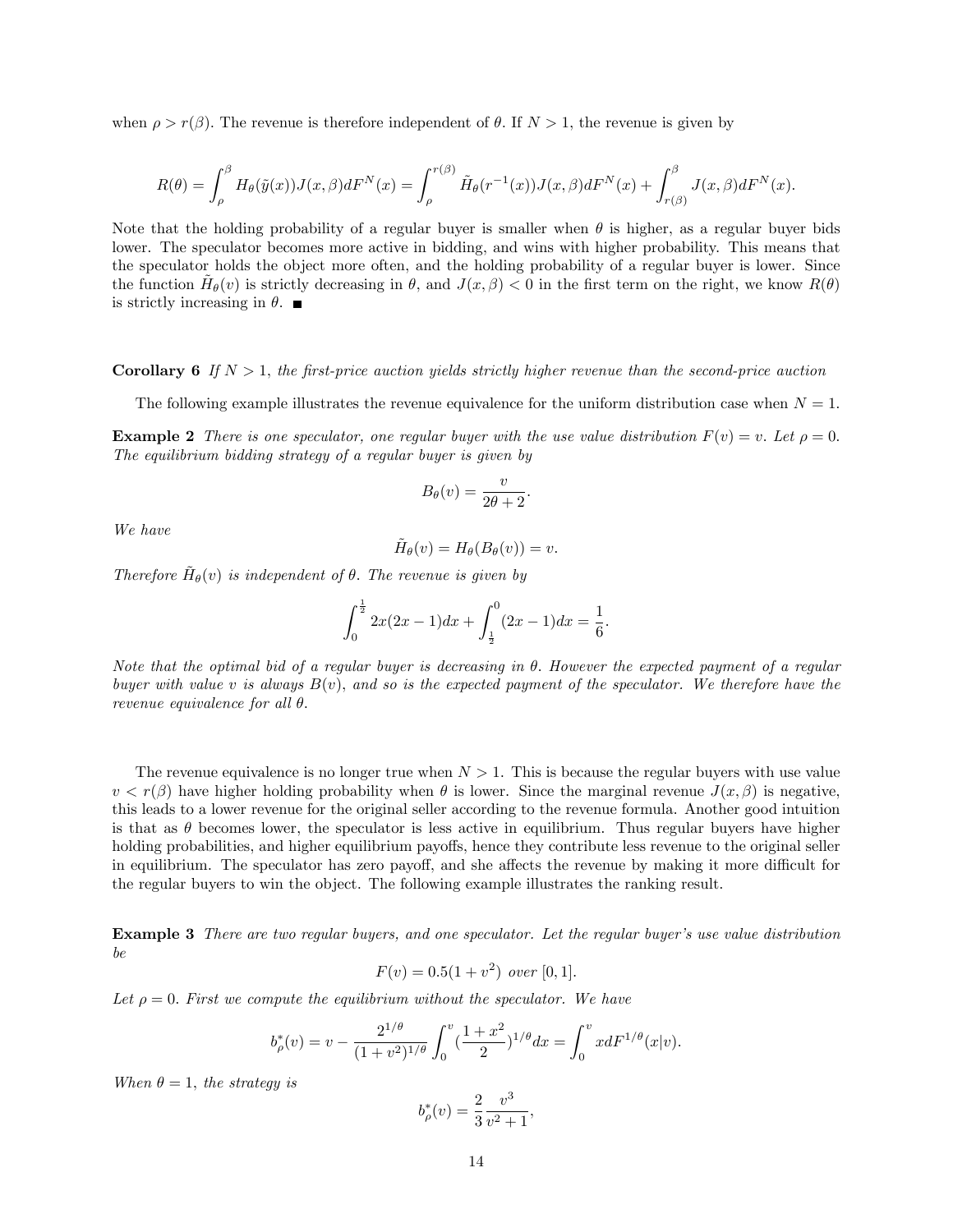when $\rho > r(\beta)$. The revenue is therefore independent of $\theta$. If $N > 1$, the revenue is given by

$$R(\theta) = \int_{\rho}^{\beta} H_\theta(\tilde{y}(x))J(x,\beta)dF^N(x) = \int_{\rho}^{r(\beta)} \tilde{H}_\theta(r^{-1}(x))J(x,\beta)dF^N(x) + \int_{r(\beta)}^{\beta} J(x,\beta)dF^N(x).$$

Note that the holding probability of a regular buyer is smaller when $\theta$ is higher, as a regular buyer bids lower. The speculator becomes more active in bidding, and wins with higher probability. This means that the speculator holds the object more often, and the holding probability of a regular buyer is lower. Since the function $\tilde{H}_\theta(v)$ is strictly decreasing in $\theta$, and $J(x,\beta) < 0$ in the first term on the right, we know $R(\theta)$ is strictly increasing in $\theta$. ■

**Corollary 6** *If $N > 1$, the first-price auction yields strictly higher revenue than the second-price auction*

The following example illustrates the revenue equivalence for the uniform distribution case when $N = 1$.

**Example 2** *There is one speculator, one regular buyer with the use value distribution $F(v) = v$. Let $\rho = 0$. The equilibrium bidding strategy of a regular buyer is given by*

$$B_\theta(v) = \frac{v}{2\theta + 2}.$$

*We have*

$$\tilde{H}_\theta(v) = H_\theta(B_\theta(v)) = v.$$

*Therefore $\tilde{H}_\theta(v)$ is independent of $\theta$. The revenue is given by*

$$\int_0^{\frac{1}{2}} 2x(2x-1)dx + \int_{\frac{1}{2}}^{0} (2x-1)dx = \frac{1}{6}.$$

*Note that the optimal bid of a regular buyer is decreasing in $\theta$. However the expected payment of a regular buyer with value $v$ is always $B(v)$, and so is the expected payment of the speculator. We therefore have the revenue equivalence for all $\theta$.*

The revenue equivalence is no longer true when $N > 1$. This is because the regular buyers with use value $v < r(\beta)$ have higher holding probability when $\theta$ is lower. Since the marginal revenue $J(x,\beta)$ is negative, this leads to a lower revenue for the original seller according to the revenue formula. Another good intuition is that as $\theta$ becomes lower, the speculator is less active in equilibrium. Thus regular buyers have higher holding probabilities, and higher equilibrium payoffs, hence they contribute less revenue to the original seller in equilibrium. The speculator has zero payoff, and she affects the revenue by making it more difficult for the regular buyers to win the object. The following example illustrates the ranking result.

**Example 3** *There are two regular buyers, and one speculator. Let the regular buyer's use value distribution be*

$$F(v) = 0.5(1 + v^2) \text{ over } [0,1].$$

*Let $\rho = 0$. First we compute the equilibrium without the speculator. We have*

$$b^*_\rho(v) = v - \frac{2^{1/\theta}}{(1+v^2)^{1/\theta}} \int_0^v (\frac{1+x^2}{2})^{1/\theta} dx = \int_0^v x dF^{1/\theta}(x|v).$$

*When $\theta = 1$, the strategy is*

$$b^*_\rho(v) = \frac{2}{3}\frac{v^3}{v^2+1},$$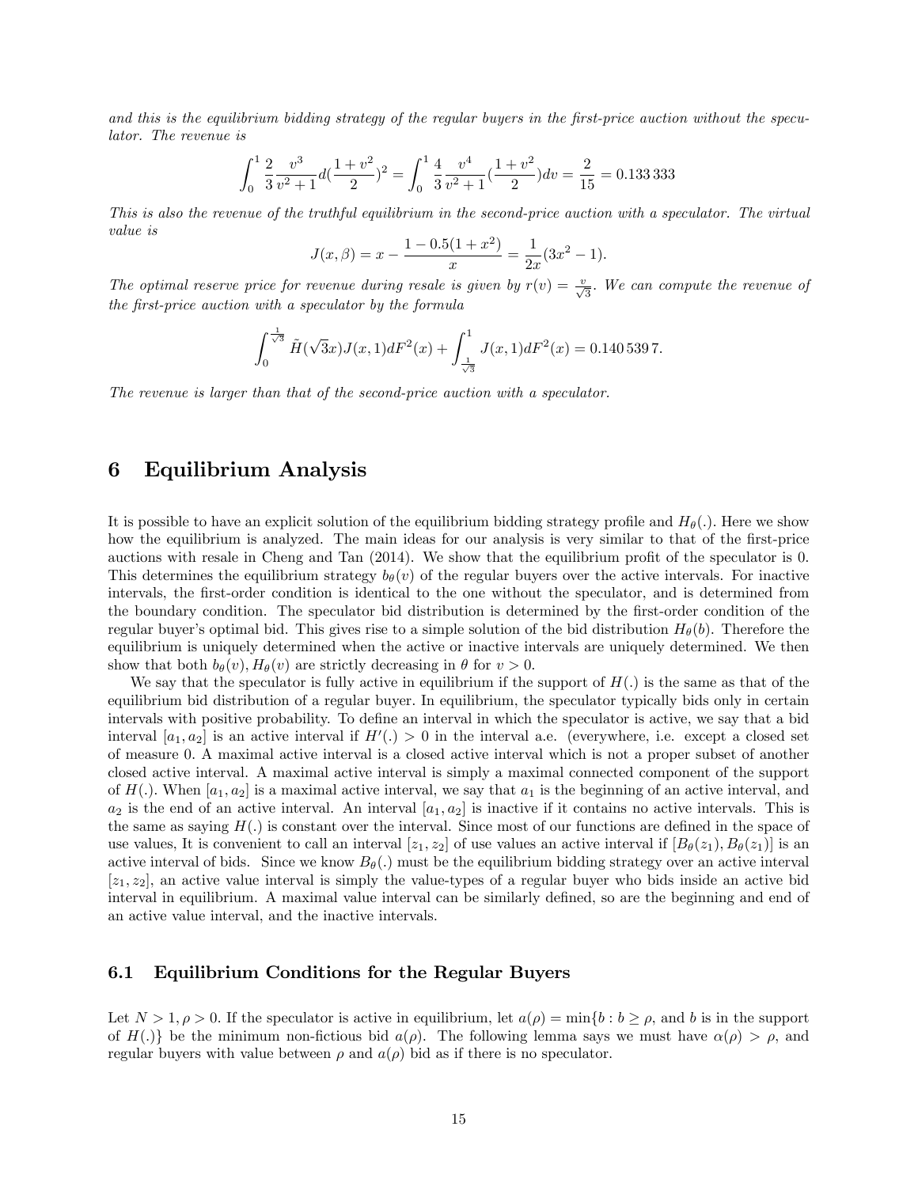*and this is the equilibrium bidding strategy of the regular buyers in the first-price auction without the speculator. The revenue is*

$$\int_0^1 \frac{2}{3}\frac{v^3}{v^2+1}d(\frac{1+v^2}{2})^2 = \int_0^1 \frac{4}{3}\frac{v^4}{v^2+1}(\frac{1+v^2}{2})dv = \frac{2}{15} = 0.133\,333$$

*This is also the revenue of the truthful equilibrium in the second-price auction with a speculator. The virtual value is*

$$J(x,\beta) = x - \frac{1-0.5(1+x^2)}{x} = \frac{1}{2x}(3x^2-1).$$

*The optimal reserve price for revenue during resale is given by $r(v) = \frac{v}{\sqrt{3}}$. We can compute the revenue of the first-price auction with a speculator by the formula*

$$\int_0^{\frac{1}{\sqrt{3}}} \tilde{H}(\sqrt{3}x)J(x,1)dF^2(x) + \int_{\frac{1}{\sqrt{3}}}^1 J(x,1)dF^2(x) = 0.140\,539\,7.$$

*The revenue is larger than that of the second-price auction with a speculator.*

# 6 Equilibrium Analysis

It is possible to have an explicit solution of the equilibrium bidding strategy profile and $H_\theta(.)$. Here we show how the equilibrium is analyzed. The main ideas for our analysis is very similar to that of the first-price auctions with resale in Cheng and Tan (2014). We show that the equilibrium profit of the speculator is 0. This determines the equilibrium strategy $b_\theta(v)$ of the regular buyers over the active intervals. For inactive intervals, the first-order condition is identical to the one without the speculator, and is determined from the boundary condition. The speculator bid distribution is determined by the first-order condition of the regular buyer's optimal bid. This gives rise to a simple solution of the bid distribution $H_\theta(b)$. Therefore the equilibrium is uniquely determined when the active or inactive intervals are uniquely determined. We then show that both $b_\theta(v), H_\theta(v)$ are strictly decreasing in $\theta$ for $v > 0$.

We say that the speculator is fully active in equilibrium if the support of $H(.)$ is the same as that of the equilibrium bid distribution of a regular buyer. In equilibrium, the speculator typically bids only in certain intervals with positive probability. To define an interval in which the speculator is active, we say that a bid interval $[a_1, a_2]$ is an active interval if $H'(.) > 0$ in the interval a.e. (everywhere, i.e. except a closed set of measure 0. A maximal active interval is a closed active interval which is not a proper subset of another closed active interval. A maximal active interval is simply a maximal connected component of the support of $H(.)$. When $[a_1, a_2]$ is a maximal active interval, we say that $a_1$ is the beginning of an active interval, and $a_2$ is the end of an active interval. An interval $[a_1, a_2]$ is inactive if it contains no active intervals. This is the same as saying $H(.)$ is constant over the interval. Since most of our functions are defined in the space of use values, It is convenient to call an interval $[z_1, z_2]$ of use values an active interval if $[B_\theta(z_1), B_\theta(z_1)]$ is an active interval of bids. Since we know $B_\theta(.)$ must be the equilibrium bidding strategy over an active interval $[z_1, z_2]$, an active value interval is simply the value-types of a regular buyer who bids inside an active bid interval in equilibrium. A maximal value interval can be similarly defined, so are the beginning and end of an active value interval, and the inactive intervals.

## 6.1 Equilibrium Conditions for the Regular Buyers

Let $N > 1, \rho > 0$. If the speculator is active in equilibrium, let $a(\rho) = \min\{b : b \geq \rho$, and $b$ is in the support of $H(.)\}$ be the minimum non-fictious bid $a(\rho)$. The following lemma says we must have $\alpha(\rho) > \rho$, and regular buyers with value between $\rho$ and $a(\rho)$ bid as if there is no speculator.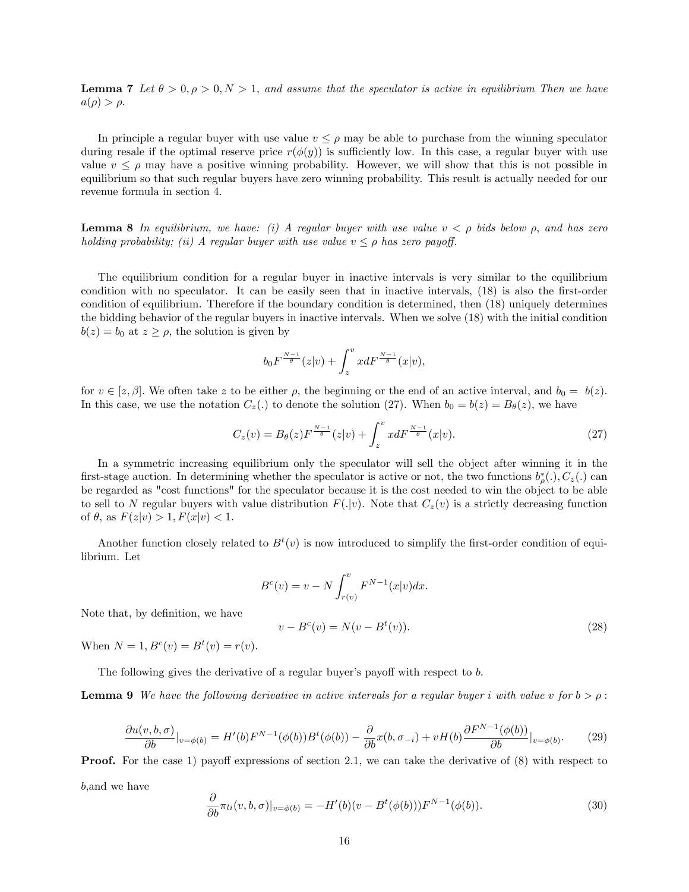**Lemma 7** *Let $\theta > 0, \rho > 0, N > 1$, and assume that the speculator is active in equilibrium Then we have $a(\rho) > \rho$.*

In principle a regular buyer with use value $v \leq \rho$ may be able to purchase from the winning speculator during resale if the optimal reserve price $r(\phi(y))$ is sufficiently low. In this case, a regular buyer with use value $v \leq \rho$ may have a positive winning probability. However, we will show that this is not possible in equilibrium so that such regular buyers have zero winning probability. This result is actually needed for our revenue formula in section 4.

**Lemma 8** *In equilibrium, we have: (i) A regular buyer with use value $v < \rho$ bids below $\rho$, and has zero holding probability; (ii) A regular buyer with use value $v \leq \rho$ has zero payoff.*

The equilibrium condition for a regular buyer in inactive intervals is very similar to the equilibrium condition with no speculator. It can be easily seen that in inactive intervals, (18) is also the first-order condition of equilibrium. Therefore if the boundary condition is determined, then (18) uniquely determines the bidding behavior of the regular buyers in inactive intervals. When we solve (18) with the initial condition $b(z) = b_0$ at $z \geq \rho$, the solution is given by

$$b_0 F^{\frac{N-1}{\theta}}(z|v) + \int_z^v x dF^{\frac{N-1}{\theta}}(x|v),$$

for $v \in [z, \beta]$. We often take $z$ to be either $\rho$, the beginning or the end of an active interval, and $b_0 = b(z)$. In this case, we use the notation $C_z(.)$ to denote the solution (27). When $b_0 = b(z) = B_\theta(z)$, we have

$$C_z(v) = B_\theta(z) F^{\frac{N-1}{\theta}}(z|v) + \int_z^v x dF^{\frac{N-1}{\theta}}(x|v). \tag{27}$$

In a symmetric increasing equilibrium only the speculator will sell the object after winning it in the first-stage auction. In determining whether the speculator is active or not, the two functions $b_\rho^*(.), C_z(.)$ can be regarded as "cost functions" for the speculator because it is the cost needed to win the object to be able to sell to $N$ regular buyers with value distribution $F(.|v)$. Note that $C_z(v)$ is a strictly decreasing function of $\theta$, as $F(z|v) > 1, F(x|v) < 1$.

Another function closely related to $B^t(v)$ is now introduced to simplify the first-order condition of equilibrium. Let

$$B^c(v) = v - N \int_{r(v)}^v F^{N-1}(x|v) dx.$$

Note that, by definition, we have

$$v - B^c(v) = N(v - B^t(v)). \tag{28}$$

When $N = 1, B^c(v) = B^t(v) = r(v)$.

The following gives the derivative of a regular buyer's payoff with respect to $b$.

**Lemma 9** *We have the following derivative in active intervals for a regular buyer $i$ with value $v$ for $b > \rho$ :*

$$\frac{\partial u(v,b,\sigma)}{\partial b}|_{v=\phi(b)} = H'(b) F^{N-1}(\phi(b)) B^t(\phi(b)) - \frac{\partial}{\partial b} x(b, \sigma_{-i}) + vH(b) \frac{\partial F^{N-1}(\phi(b))}{\partial b}|_{v=\phi(b)}. \tag{29}$$

**Proof.** For the case 1) payoff expressions of section 2.1, we can take the derivative of (8) with respect to $b$,and we have

$$\frac{\partial}{\partial b} \pi_{li}(v,b,\sigma)|_{v=\phi(b)} = -H'(b)(v - B^t(\phi(b))) F^{N-1}(\phi(b)). \tag{30}$$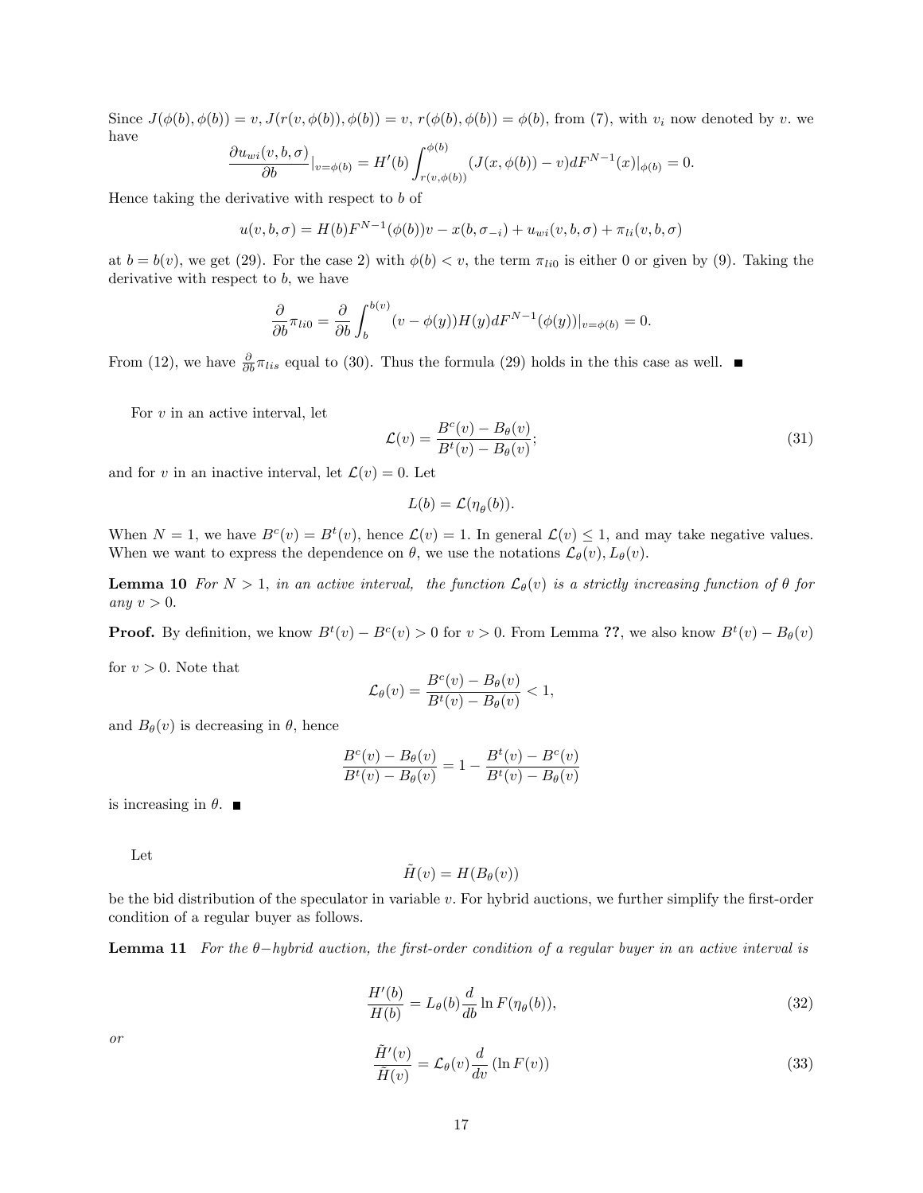Since $J(\phi(b), \phi(b)) = v$, $J(r(v, \phi(b)), \phi(b)) = v$, $r(\phi(b), \phi(b)) = \phi(b)$, from (7), with $v_i$ now denoted by $v$. we have

$$\frac{\partial u_{wi}(v, b, \sigma)}{\partial b}|_{v=\phi(b)} = H'(b) \int_{r(v,\phi(b))}^{\phi(b)} (J(x, \phi(b)) - v) dF^{N-1}(x)|_{\phi(b)} = 0.$$

Hence taking the derivative with respect to $b$ of

$$u(v, b, \sigma) = H(b) F^{N-1}(\phi(b)) v - x(b, \sigma_{-i}) + u_{wi}(v, b, \sigma) + \pi_{li}(v, b, \sigma)$$

at $b = b(v)$, we get (29). For the case 2) with $\phi(b) < v$, the term $\pi_{li0}$ is either 0 or given by (9). Taking the derivative with respect to $b$, we have

$$\frac{\partial}{\partial b} \pi_{li0} = \frac{\partial}{\partial b} \int_b^{b(v)} (v - \phi(y)) H(y) dF^{N-1}(\phi(y))|_{v=\phi(b)} = 0.$$

From (12), we have $\frac{\partial}{\partial b} \pi_{lis}$ equal to (30). Thus the formula (29) holds in the this case as well. ∎

For $v$ in an active interval, let

$$\mathcal{L}(v) = \frac{B^c(v) - B_\theta(v)}{B^t(v) - B_\theta(v)}; \tag{31}$$

and for $v$ in an inactive interval, let $\mathcal{L}(v) = 0$. Let

$$L(b) = \mathcal{L}(\eta_\theta(b)).$$

When $N = 1$, we have $B^c(v) = B^t(v)$, hence $\mathcal{L}(v) = 1$. In general $\mathcal{L}(v) \leq 1$, and may take negative values. When we want to express the dependence on $\theta$, we use the notations $\mathcal{L}_\theta(v), L_\theta(v)$.

**Lemma 10** *For $N > 1$, in an active interval, the function $\mathcal{L}_\theta(v)$ is a strictly increasing function of $\theta$ for any $v > 0$.*

**Proof.** By definition, we know $B^t(v) - B^c(v) > 0$ for $v > 0$. From Lemma **??**, we also know $B^t(v) - B_\theta(v)$ for $v > 0$. Note that

$$\mathcal{L}_\theta(v) = \frac{B^c(v) - B_\theta(v)}{B^t(v) - B_\theta(v)} < 1,$$

and $B_\theta(v)$ is decreasing in $\theta$, hence

$$\frac{B^c(v) - B_\theta(v)}{B^t(v) - B_\theta(v)} = 1 - \frac{B^t(v) - B^c(v)}{B^t(v) - B_\theta(v)}$$

is increasing in $\theta$. ∎

Let

$$\tilde{H}(v) = H(B_\theta(v))$$

be the bid distribution of the speculator in variable $v$. For hybrid auctions, we further simplify the first-order condition of a regular buyer as follows.

**Lemma 11** *For the $\theta-$hybrid auction, the first-order condition of a regular buyer in an active interval is*

$$\frac{H'(b)}{H(b)} = L_\theta(b) \frac{d}{db} \ln F(\eta_\theta(b)), \tag{32}$$

*or*

$$\frac{\tilde{H}'(v)}{\tilde{H}(v)} = \mathcal{L}_\theta(v) \frac{d}{dv} (\ln F(v)) \tag{33}$$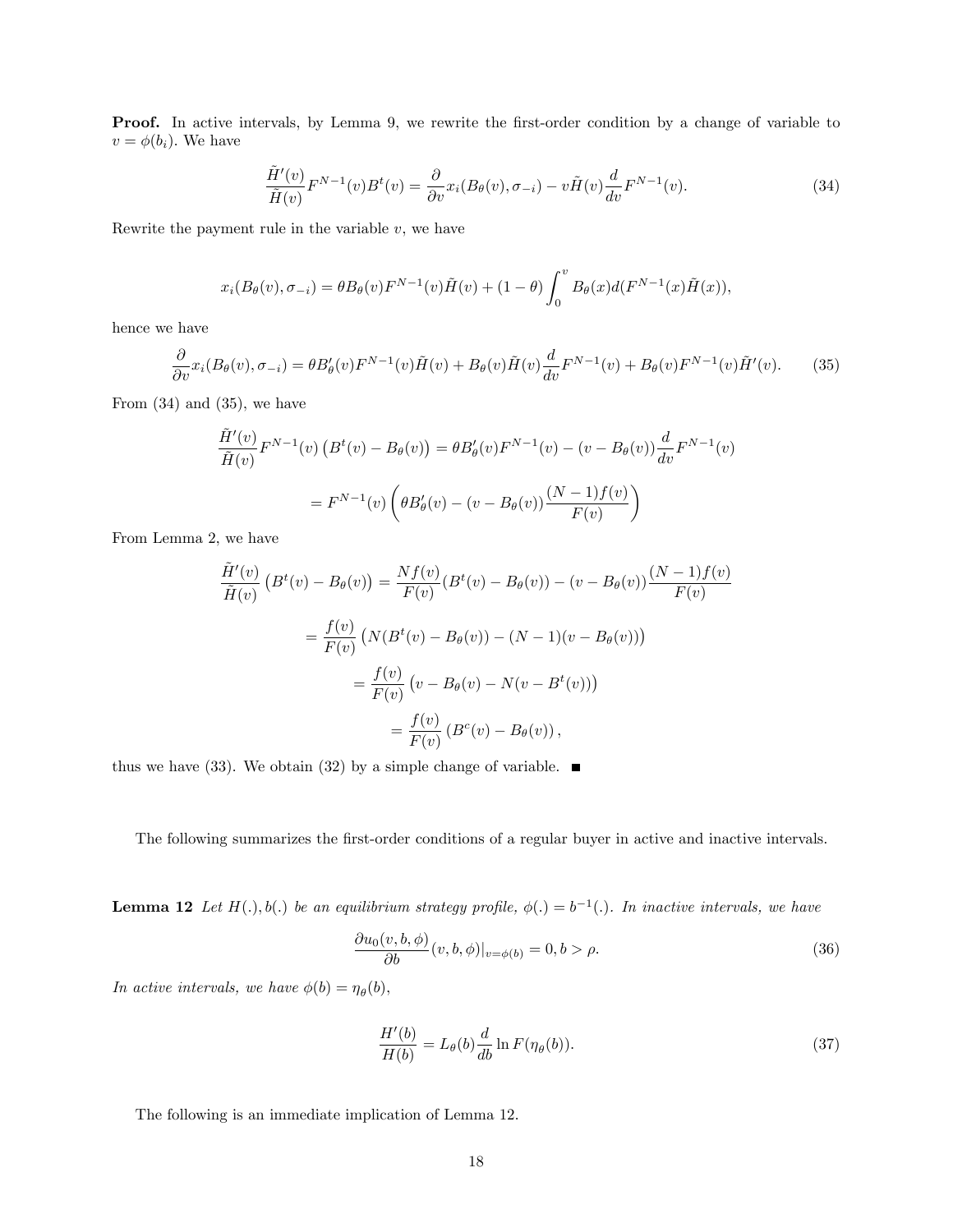**Proof.** In active intervals, by Lemma 9, we rewrite the first-order condition by a change of variable to $v = \phi(b_i)$. We have

$$\frac{\tilde{H}'(v)}{\tilde{H}(v)} F^{N-1}(v) B^t(v) = \frac{\partial}{\partial v} x_i(B_\theta(v), \sigma_{-i}) - v\tilde{H}(v) \frac{d}{dv} F^{N-1}(v). \tag{34}$$

Rewrite the payment rule in the variable $v$, we have

$$x_i(B_\theta(v), \sigma_{-i}) = \theta B_\theta(v) F^{N-1}(v) \tilde{H}(v) + (1-\theta) \int_0^v B_\theta(x) d(F^{N-1}(x)\tilde{H}(x)),$$

hence we have

$$\frac{\partial}{\partial v} x_i(B_\theta(v), \sigma_{-i}) = \theta B'_\theta(v) F^{N-1}(v) \tilde{H}(v) + B_\theta(v) \tilde{H}(v) \frac{d}{dv} F^{N-1}(v) + B_\theta(v) F^{N-1}(v) \tilde{H}'(v). \tag{35}$$

From (34) and (35), we have

$$\frac{\tilde{H}'(v)}{\tilde{H}(v)} F^{N-1}(v) \left(B^t(v) - B_\theta(v)\right) = \theta B'_\theta(v) F^{N-1}(v) - (v - B_\theta(v)) \frac{d}{dv} F^{N-1}(v)$$

$$= F^{N-1}(v) \left( \theta B'_\theta(v) - (v - B_\theta(v)) \frac{(N-1)f(v)}{F(v)} \right)$$

From Lemma 2, we have

$$\frac{\tilde{H}'(v)}{\tilde{H}(v)} \left(B^t(v) - B_\theta(v)\right) = \frac{Nf(v)}{F(v)} (B^t(v) - B_\theta(v)) - (v - B_\theta(v)) \frac{(N-1)f(v)}{F(v)}$$

$$= \frac{f(v)}{F(v)} \left( N(B^t(v) - B_\theta(v)) - (N-1)(v - B_\theta(v)) \right)$$

$$= \frac{f(v)}{F(v)} \left( v - B_\theta(v) - N(v - B^t(v)) \right)$$

$$= \frac{f(v)}{F(v)} \left( B^c(v) - B_\theta(v) \right),$$

thus we have (33). We obtain (32) by a simple change of variable. ■

The following summarizes the first-order conditions of a regular buyer in active and inactive intervals.

**Lemma 12** *Let $H(.), b(.)$ be an equilibrium strategy profile, $\phi(.) = b^{-1}(.)$. In inactive intervals, we have*

$$\frac{\partial u_0(v, b, \phi)}{\partial b}(v, b, \phi)|_{v=\phi(b)} = 0, b > \rho. \tag{36}$$

*In active intervals, we have $\phi(b) = \eta_\theta(b)$,*

$$\frac{H'(b)}{H(b)} = L_\theta(b) \frac{d}{db} \ln F(\eta_\theta(b)). \tag{37}$$

The following is an immediate implication of Lemma 12.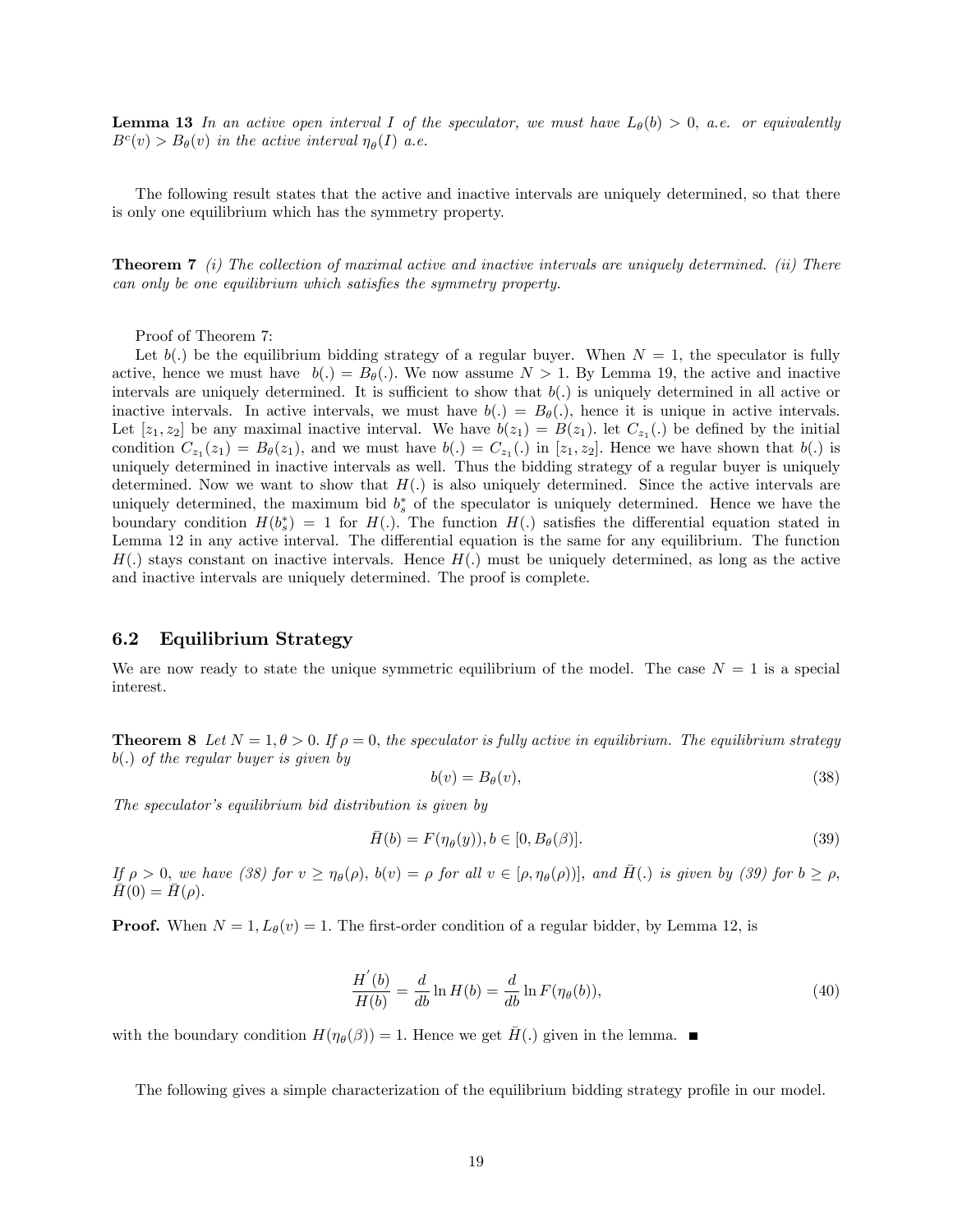**Lemma 13** *In an active open interval $I$ of the speculator, we must have $L_\theta(b) > 0$, a.e. or equivalently $B^c(v) > B_\theta(v)$ in the active interval $\eta_\theta(I)$ a.e.*

The following result states that the active and inactive intervals are uniquely determined, so that there is only one equilibrium which has the symmetry property.

**Theorem 7** *(i) The collection of maximal active and inactive intervals are uniquely determined. (ii) There can only be one equilibrium which satisfies the symmetry property.*

Proof of Theorem 7:

Let $b(.)$ be the equilibrium bidding strategy of a regular buyer. When $N = 1$, the speculator is fully active, hence we must have $b(.) = B_\theta(.)$. We now assume $N > 1$. By Lemma 19, the active and inactive intervals are uniquely determined. It is sufficient to show that $b(.)$ is uniquely determined in all active or inactive intervals. In active intervals, we must have $b(.) = B_\theta(.)$, hence it is unique in active intervals. Let $[z_1, z_2]$ be any maximal inactive interval. We have $b(z_1) = B(z_1)$. let $C_{z_1}(.)$ be defined by the initial condition $C_{z_1}(z_1) = B_\theta(z_1)$, and we must have $b(.) = C_{z_1}(.)$ in $[z_1, z_2]$. Hence we have shown that $b(.)$ is uniquely determined in inactive intervals as well. Thus the bidding strategy of a regular buyer is uniquely determined. Now we want to show that $H(.)$ is also uniquely determined. Since the active intervals are uniquely determined, the maximum bid $b_s^*$ of the speculator is uniquely determined. Hence we have the boundary condition $H(b_s^*) = 1$ for $H(.)$. The function $H(.)$ satisfies the differential equation stated in Lemma 12 in any active interval. The differential equation is the same for any equilibrium. The function $H(.)$ stays constant on inactive intervals. Hence $H(.)$ must be uniquely determined, as long as the active and inactive intervals are uniquely determined. The proof is complete.

## 6.2 Equilibrium Strategy

We are now ready to state the unique symmetric equilibrium of the model. The case $N = 1$ is a special interest.

**Theorem 8** *Let $N = 1, \theta > 0$. If $\rho = 0$, the speculator is fully active in equilibrium. The equilibrium strategy $b(.)$ of the regular buyer is given by*

$$b(v) = B_\theta(v), \tag{38}$$

*The speculator's equilibrium bid distribution is given by*

$$\bar{H}(b) = F(\eta_\theta(y)), b \in [0, B_\theta(\beta)]. \tag{39}$$

*If $\rho > 0$, we have (38) for $v \geq \eta_\theta(\rho)$, $b(v) = \rho$ for all $v \in [\rho, \eta_\theta(\rho))]$, and $\bar{H}(.)$ is given by (39) for $b \geq \rho$, $\bar{H}(0) = \bar{H}(\rho)$.*

**Proof.** When $N = 1, L_\theta(v) = 1$. The first-order condition of a regular bidder, by Lemma 12, is

$$\frac{H^{'}(b)}{H(b)} = \frac{d}{db} \ln H(b) = \frac{d}{db} \ln F(\eta_\theta(b)), \tag{40}$$

with the boundary condition $H(\eta_\theta(\beta)) = 1$. Hence we get $\bar{H}(.)$ given in the lemma. ■

The following gives a simple characterization of the equilibrium bidding strategy profile in our model.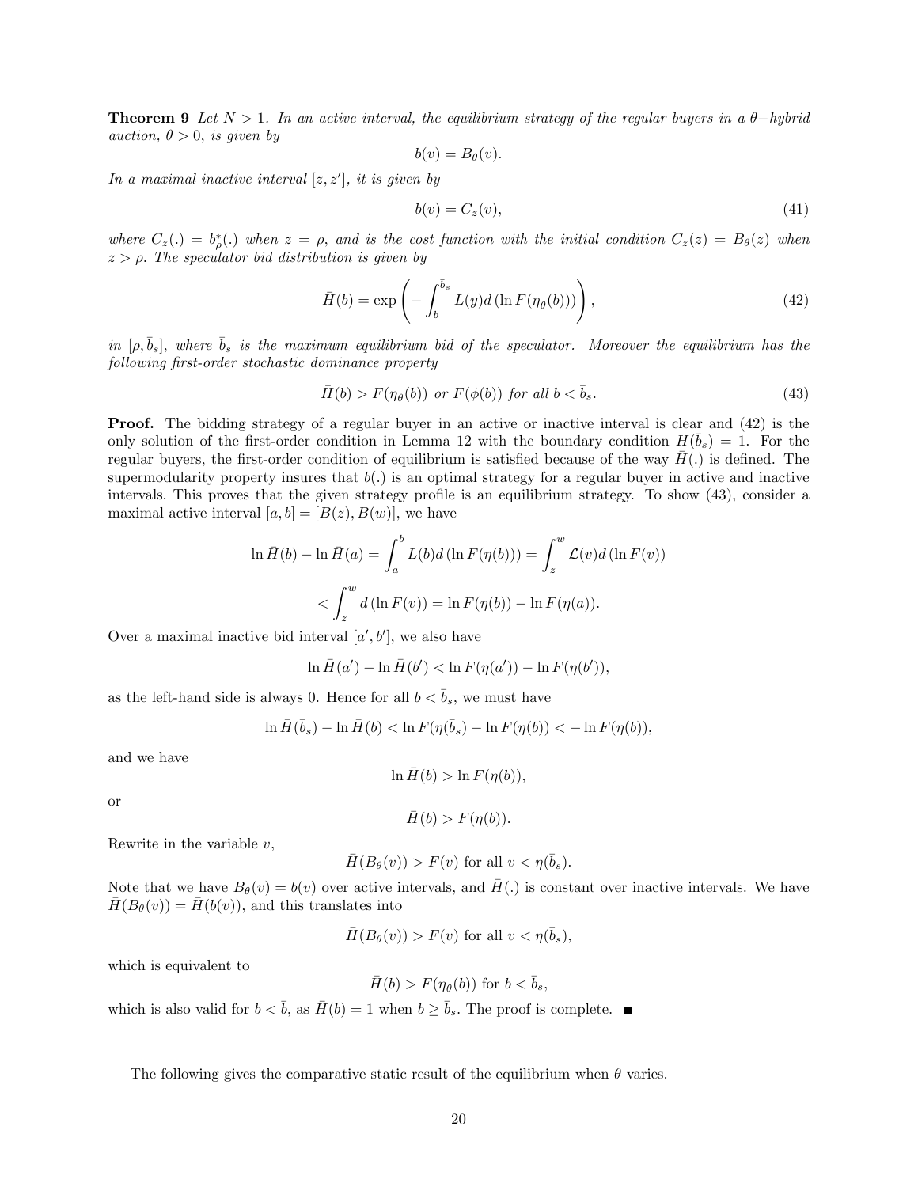**Theorem 9** *Let $N > 1$. In an active interval, the equilibrium strategy of the regular buyers in a $\theta-$hybrid auction, $\theta > 0$, is given by*

$$b(v) = B_\theta(v).$$

*In a maximal inactive interval $[z, z']$, it is given by*

$$b(v) = C_z(v), \tag{41}$$

*where $C_z(.) = b^*_\rho(.)$ when $z = \rho$, and is the cost function with the initial condition $C_z(z) = B_\theta(z)$ when $z > \rho$. The speculator bid distribution is given by*

$$\bar{H}(b) = \exp\left(-\int_b^{\bar{b}_s} L(y) d\left(\ln F(\eta_\theta(b))\right)\right), \tag{42}$$

*in $[\rho, \bar{b}_s]$, where $\bar{b}_s$ is the maximum equilibrium bid of the speculator. Moreover the equilibrium has the following first-order stochastic dominance property*

$$\bar{H}(b) > F(\eta_\theta(b)) \text{ or } F(\phi(b)) \text{ for all } b < \bar{b}_s. \tag{43}$$

**Proof.** The bidding strategy of a regular buyer in an active or inactive interval is clear and (42) is the only solution of the first-order condition in Lemma 12 with the boundary condition $H(\bar{b}_s) = 1$. For the regular buyers, the first-order condition of equilibrium is satisfied because of the way $\bar{H}(.)$ is defined. The supermodularity property insures that $b(.)$ is an optimal strategy for a regular buyer in active and inactive intervals. This proves that the given strategy profile is an equilibrium strategy. To show (43), consider a maximal active interval $[a, b] = [B(z), B(w)]$, we have

$$\ln \bar{H}(b) - \ln \bar{H}(a) = \int_a^b L(b) d\left(\ln F(\eta(b))\right) = \int_z^w \mathcal{L}(v) d\left(\ln F(v)\right)$$

$$< \int_z^w d\left(\ln F(v)\right) = \ln F(\eta(b)) - \ln F(\eta(a)).$$

Over a maximal inactive bid interval $[a', b']$, we also have

$$\ln \bar{H}(a') - \ln \bar{H}(b') < \ln F(\eta(a')) - \ln F(\eta(b')),$$

as the left-hand side is always 0. Hence for all $b < \bar{b}_s$, we must have

$$\ln \bar{H}(\bar{b}_s) - \ln \bar{H}(b) < \ln F(\eta(\bar{b}_s) - \ln F(\eta(b)) < -\ln F(\eta(b)),$$

and we have

$$\ln \bar{H}(b) > \ln F(\eta(b)),$$

or

$$\bar{H}(b) > F(\eta(b)).$$

Rewrite in the variable $v$,

$$\bar{H}(B_\theta(v)) > F(v) \text{ for all } v < \eta(\bar{b}_s).$$

Note that we have $B_\theta(v) = b(v)$ over active intervals, and $\bar{H}(.)$ is constant over inactive intervals. We have $\bar{H}(B_\theta(v)) = \bar{H}(b(v))$, and this translates into

$$\bar{H}(B_\theta(v)) > F(v) \text{ for all } v < \eta(\bar{b}_s),$$

which is equivalent to

$$\bar{H}(b) > F(\eta_\theta(b)) \text{ for } b < \bar{b}_s,$$

which is also valid for $b < \bar{b}$, as $\bar{H}(b) = 1$ when $b \geq \bar{b}_s$. The proof is complete. ∎

The following gives the comparative static result of the equilibrium when $\theta$ varies.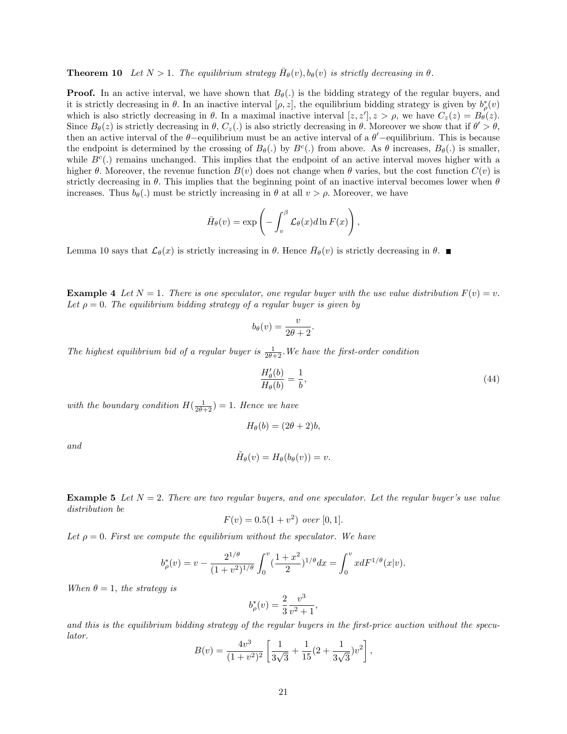**Theorem 10** *Let $N > 1$. The equilibrium strategy $\bar{H}_\theta(v), b_\theta(v)$ is strictly decreasing in $\theta$.*

**Proof.** In an active interval, we have shown that $B_\theta(.)$ is the bidding strategy of the regular buyers, and it is strictly decreasing in $\theta$. In an inactive interval $[\rho, z]$, the equilibrium bidding strategy is given by $b^*_\rho(v)$ which is also strictly decreasing in $\theta$. In a maximal inactive interval $[z, z'], z > \rho$, we have $C_z(z) = B_\theta(z)$. Since $B_\theta(z)$ is strictly decreasing in $\theta$, $C_z(.)$ is also strictly decreasing in $\theta$. Moreover we show that if $\theta' > \theta$, then an active interval of the $\theta-$equilibrium must be an active interval of a $\theta'-$equilibrium. This is because the endpoint is determined by the crossing of $B_\theta(.)$ by $B^c(.)$ from above. As $\theta$ increases, $B_\theta(.)$ is smaller, while $B^c(.)$ remains unchanged. This implies that the endpoint of an active interval moves higher with a higher $\theta$. Moreover, the revenue function $B(v)$ does not change when $\theta$ varies, but the cost function $C(v)$ is strictly decreasing in $\theta$. This implies that the beginning point of an inactive interval becomes lower when $\theta$ increases. Thus $b_\theta(.)$ must be strictly increasing in $\theta$ at all $v > \rho$. Moreover, we have

$$\bar{H}_\theta(v) = \exp\left(-\int_v^\beta \mathcal{L}_\theta(x) d\ln F(x)\right),$$

Lemma 10 says that $\mathcal{L}_\theta(x)$ is strictly increasing in $\theta$. Hence $\bar{H}_\theta(v)$ is strictly decreasing in $\theta$. ■

**Example 4** *Let $N = 1$. There is one speculator, one regular buyer with the use value distribution $F(v) = v$. Let $\rho = 0$. The equilibrium bidding strategy of a regular buyer is given by*

$$b_\theta(v) = \frac{v}{2\theta + 2}.$$

*The highest equilibrium bid of a regular buyer is $\frac{1}{2\theta+2}$. We have the first-order condition*

$$\frac{H'_\theta(b)}{H_\theta(b)} = \frac{1}{b}, \tag{44}$$

*with the boundary condition $H(\frac{1}{2\theta+2}) = 1$. Hence we have*

$$H_\theta(b) = (2\theta + 2)b,$$

*and*

$$\tilde{H}_\theta(v) = H_\theta(b_\theta(v)) = v.$$

**Example 5** *Let $N = 2$. There are two regular buyers, and one speculator. Let the regular buyer's use value distribution be*

$$F(v) = 0.5(1 + v^2) \text{ over } [0, 1].$$

*Let $\rho = 0$. First we compute the equilibrium without the speculator. We have*

$$b^*_\rho(v) = v - \frac{2^{1/\theta}}{(1 + v^2)^{1/\theta}} \int_0^v \left(\frac{1 + x^2}{2}\right)^{1/\theta} dx = \int_0^v x dF^{1/\theta}(x|v).$$

*When $\theta = 1$, the strategy is*

$$b^*_\rho(v) = \frac{2}{3}\frac{v^3}{v^2 + 1},$$

*and this is the equilibrium bidding strategy of the regular buyers in the first-price auction without the speculator.*

$$B(v) = \frac{4v^3}{(1 + v^2)^2}\left[\frac{1}{3\sqrt{3}} + \frac{1}{15}\left(2 + \frac{1}{3\sqrt{3}}\right)v^2\right],$$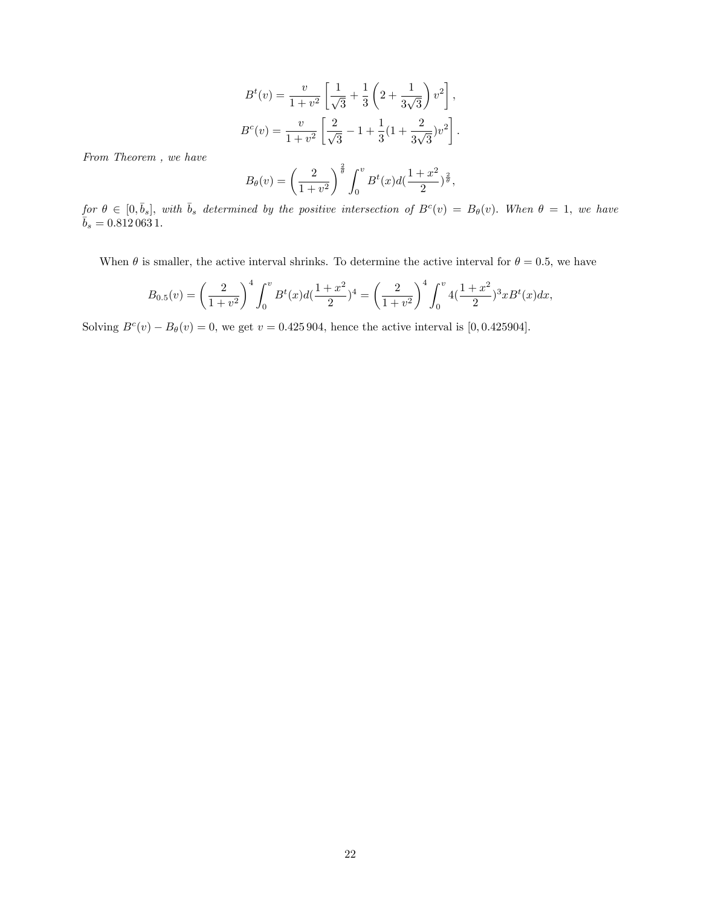$$B^t(v) = \frac{v}{1+v^2}\left[\frac{1}{\sqrt{3}} + \frac{1}{3}\left(2 + \frac{1}{3\sqrt{3}}\right)v^2\right],$$

$$B^c(v) = \frac{v}{1+v^2}\left[\frac{2}{\sqrt{3}} - 1 + \frac{1}{3}(1 + \frac{2}{3\sqrt{3}})v^2\right].$$

*From Theorem , we have*

$$B_\theta(v) = \left(\frac{2}{1+v^2}\right)^{\frac{2}{\theta}} \int_0^v B^t(x) d(\frac{1+x^2}{2})^{\frac{2}{\theta}},$$

*for* $\theta \in [0, \bar{b}_s]$, *with* $\bar{b}_s$ *determined by the positive intersection of* $B^c(v) = B_\theta(v)$. *When* $\theta = 1$, *we have* $\bar{b}_s = 0.812\,063\,1$.

When $\theta$ is smaller, the active interval shrinks. To determine the active interval for $\theta = 0.5$, we have

$$B_{0.5}(v) = \left(\frac{2}{1+v^2}\right)^4 \int_0^v B^t(x) d(\frac{1+x^2}{2})^4 = \left(\frac{2}{1+v^2}\right)^4 \int_0^v 4(\frac{1+x^2}{2})^3 x B^t(x) dx,$$

Solving $B^c(v) - B_\theta(v) = 0$, we get $v = 0.425\,904$, hence the active interval is $[0, 0.425904]$.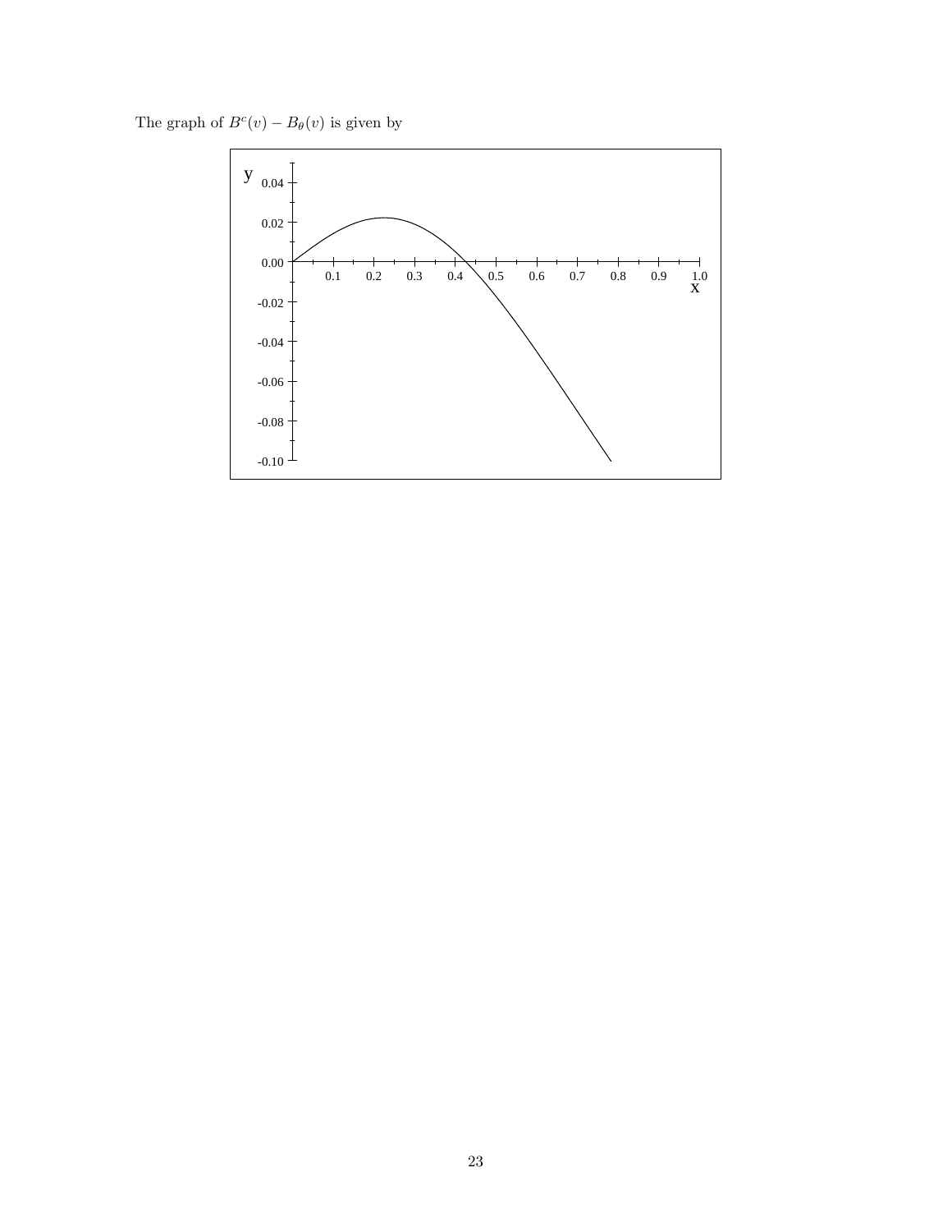The graph of $B^c(v) - B_\theta(v)$ is given by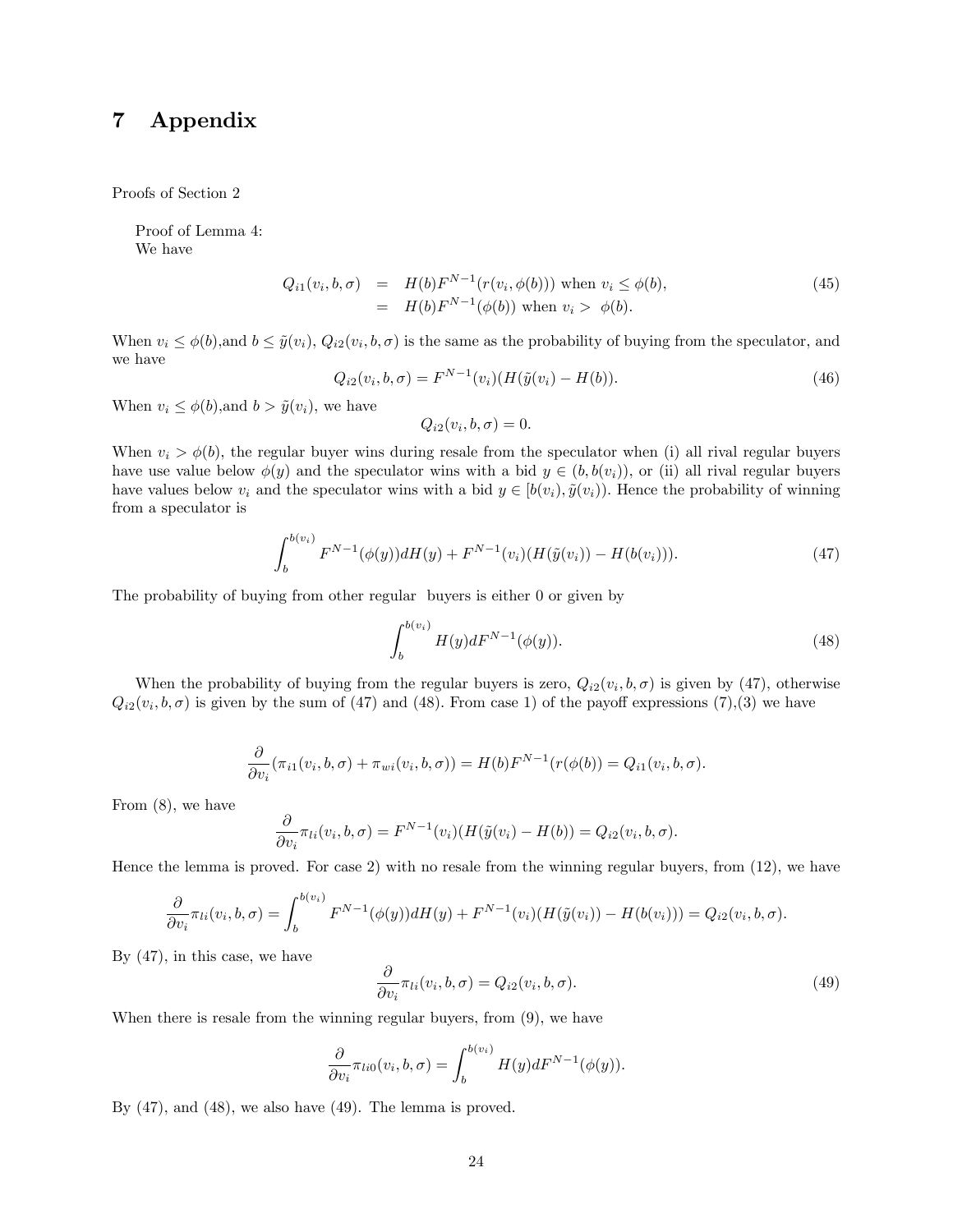# 7 Appendix

Proofs of Section 2

Proof of Lemma 4:
We have

$$
\begin{aligned}
Q_{i1}(v_i, b, \sigma) &= H(b)F^{N-1}(r(v_i, \phi(b))) \text{ when } v_i \leq \phi(b), \\
&= H(b)F^{N-1}(\phi(b)) \text{ when } v_i > \phi(b).
\end{aligned} \tag{45}
$$

When $v_i \leq \phi(b)$,and $b \leq \tilde{y}(v_i)$, $Q_{i2}(v_i, b, \sigma)$ is the same as the probability of buying from the speculator, and we have

$$
Q_{i2}(v_i, b, \sigma) = F^{N-1}(v_i)(H(\tilde{y}(v_i) - H(b)). \tag{46}
$$

When $v_i \leq \phi(b)$,and $b > \tilde{y}(v_i)$, we have

$$
Q_{i2}(v_i, b, \sigma) = 0.
$$

When $v_i > \phi(b)$, the regular buyer wins during resale from the speculator when (i) all rival regular buyers have use value below $\phi(y)$ and the speculator wins with a bid $y \in (b, b(v_i))$, or (ii) all rival regular buyers have values below $v_i$ and the speculator wins with a bid $y \in [b(v_i), \tilde{y}(v_i))$. Hence the probability of winning from a speculator is

$$
\int_b^{b(v_i)} F^{N-1}(\phi(y))dH(y) + F^{N-1}(v_i)(H(\tilde{y}(v_i)) - H(b(v_i))). \tag{47}
$$

The probability of buying from other regular buyers is either 0 or given by

$$
\int_b^{b(v_i)} H(y)dF^{N-1}(\phi(y)). \tag{48}
$$

When the probability of buying from the regular buyers is zero, $Q_{i2}(v_i, b, \sigma)$ is given by (47), otherwise $Q_{i2}(v_i, b, \sigma)$ is given by the sum of (47) and (48). From case 1) of the payoff expressions (7),(3) we have

$$
\frac{\partial}{\partial v_i}(\pi_{i1}(v_i, b, \sigma) + \pi_{wi}(v_i, b, \sigma)) = H(b)F^{N-1}(r(\phi(b)) = Q_{i1}(v_i, b, \sigma).
$$

From (8), we have

$$
\frac{\partial}{\partial v_i}\pi_{li}(v_i, b, \sigma) = F^{N-1}(v_i)(H(\tilde{y}(v_i) - H(b)) = Q_{i2}(v_i, b, \sigma).
$$

Hence the lemma is proved. For case 2) with no resale from the winning regular buyers, from (12), we have

$$
\frac{\partial}{\partial v_i}\pi_{li}(v_i, b, \sigma) = \int_b^{b(v_i)} F^{N-1}(\phi(y))dH(y) + F^{N-1}(v_i)(H(\tilde{y}(v_i)) - H(b(v_i))) = Q_{i2}(v_i, b, \sigma).
$$

By (47), in this case, we have

$$
\frac{\partial}{\partial v_i}\pi_{li}(v_i, b, \sigma) = Q_{i2}(v_i, b, \sigma). \tag{49}
$$

When there is resale from the winning regular buyers, from (9), we have

$$
\frac{\partial}{\partial v_i}\pi_{li0}(v_i, b, \sigma) = \int_b^{b(v_i)} H(y)dF^{N-1}(\phi(y)).
$$

By (47), and (48), we also have (49). The lemma is proved.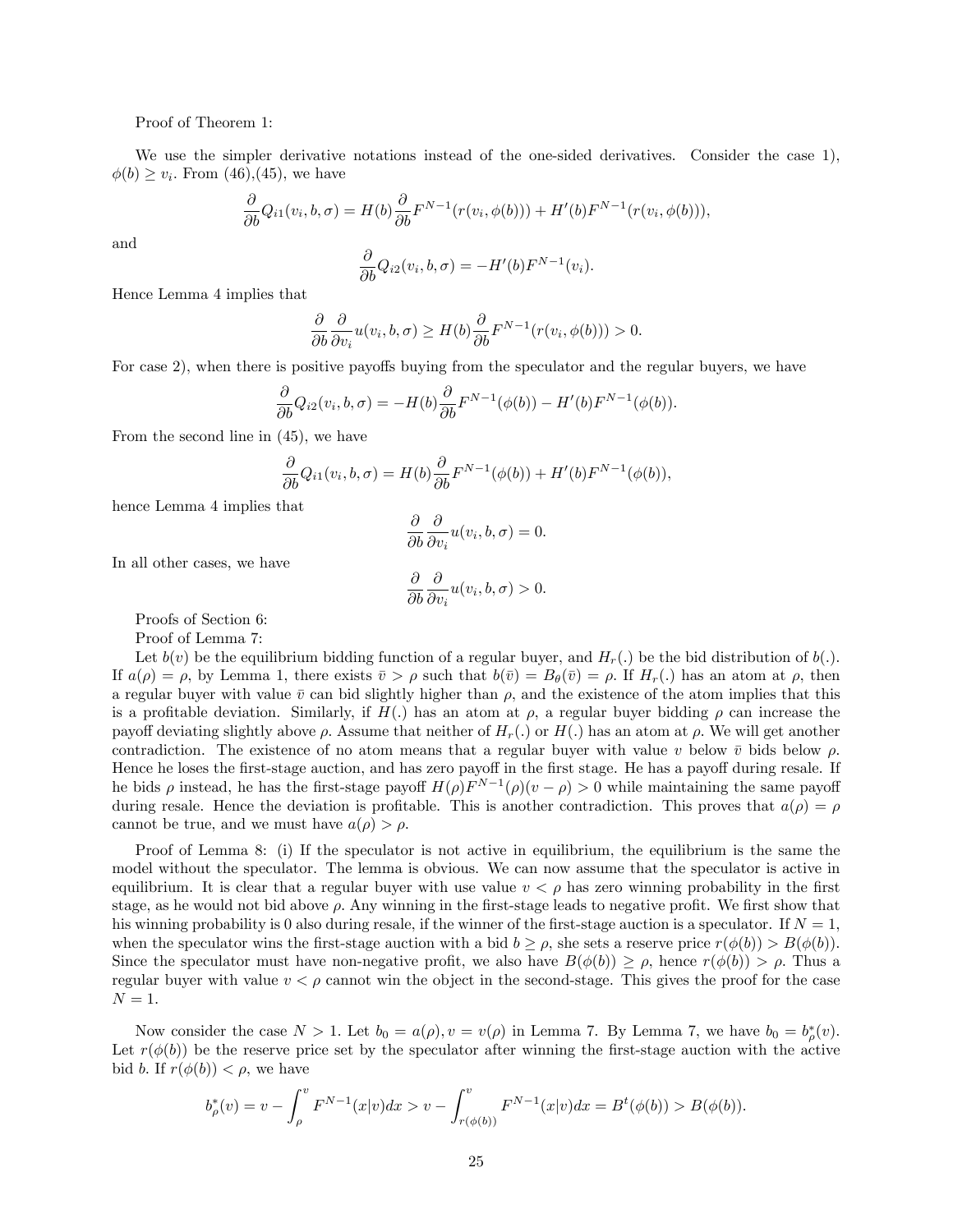Proof of Theorem 1:

We use the simpler derivative notations instead of the one-sided derivatives. Consider the case 1), $\phi(b) \geq v_i$. From (46),(45), we have

$$\frac{\partial}{\partial b} Q_{i1}(v_i, b, \sigma) = H(b) \frac{\partial}{\partial b} F^{N-1}(r(v_i, \phi(b))) + H'(b) F^{N-1}(r(v_i, \phi(b))),$$

and

$$\frac{\partial}{\partial b} Q_{i2}(v_i, b, \sigma) = -H'(b) F^{N-1}(v_i).$$

Hence Lemma 4 implies that

$$\frac{\partial}{\partial b} \frac{\partial}{\partial v_i} u(v_i, b, \sigma) \geq H(b) \frac{\partial}{\partial b} F^{N-1}(r(v_i, \phi(b))) > 0.$$

For case 2), when there is positive payoffs buying from the speculator and the regular buyers, we have

$$\frac{\partial}{\partial b} Q_{i2}(v_i, b, \sigma) = -H(b) \frac{\partial}{\partial b} F^{N-1}(\phi(b)) - H'(b) F^{N-1}(\phi(b)).$$

From the second line in (45), we have

$$\frac{\partial}{\partial b} Q_{i1}(v_i, b, \sigma) = H(b) \frac{\partial}{\partial b} F^{N-1}(\phi(b)) + H'(b) F^{N-1}(\phi(b)),$$

hence Lemma 4 implies that

$$\frac{\partial}{\partial b} \frac{\partial}{\partial v_i} u(v_i, b, \sigma) = 0.$$

In all other cases, we have

$$\frac{\partial}{\partial b} \frac{\partial}{\partial v_i} u(v_i, b, \sigma) > 0.$$

Proofs of Section 6:

Proof of Lemma 7:

Let $b(v)$ be the equilibrium bidding function of a regular buyer, and $H_r(.)$ be the bid distribution of $b(.)$. If $a(\rho) = \rho$, by Lemma 1, there exists $\bar{v} > \rho$ such that $b(\bar{v}) = B_\theta(\bar{v}) = \rho$. If $H_r(.)$ has an atom at $\rho$, then a regular buyer with value $\bar{v}$ can bid slightly higher than $\rho$, and the existence of the atom implies that this is a profitable deviation. Similarly, if $H(.)$ has an atom at $\rho$, a regular buyer bidding $\rho$ can increase the payoff deviating slightly above $\rho$. Assume that neither of $H_r(.)$ or $H(.)$ has an atom at $\rho$. We will get another contradiction. The existence of no atom means that a regular buyer with value $v$ below $\bar{v}$ bids below $\rho$. Hence he loses the first-stage auction, and has zero payoff in the first stage. He has a payoff during resale. If he bids $\rho$ instead, he has the first-stage payoff $H(\rho)F^{N-1}(\rho)(v - \rho) > 0$ while maintaining the same payoff during resale. Hence the deviation is profitable. This is another contradiction. This proves that $a(\rho) = \rho$ cannot be true, and we must have $a(\rho) > \rho$.

Proof of Lemma 8: (i) If the speculator is not active in equilibrium, the equilibrium is the same the model without the speculator. The lemma is obvious. We can now assume that the speculator is active in equilibrium. It is clear that a regular buyer with use value $v < \rho$ has zero winning probability in the first stage, as he would not bid above $\rho$. Any winning in the first-stage leads to negative profit. We first show that his winning probability is 0 also during resale, if the winner of the first-stage auction is a speculator. If $N = 1$, when the speculator wins the first-stage auction with a bid $b \geq \rho$, she sets a reserve price $r(\phi(b)) > B(\phi(b))$. Since the speculator must have non-negative profit, we also have $B(\phi(b)) \geq \rho$, hence $r(\phi(b)) > \rho$. Thus a regular buyer with value $v < \rho$ cannot win the object in the second-stage. This gives the proof for the case $N = 1$.

Now consider the case $N > 1$. Let $b_0 = a(\rho), v = v(\rho)$ in Lemma 7. By Lemma 7, we have $b_0 = b^*_\rho(v)$. Let $r(\phi(b))$ be the reserve price set by the speculator after winning the first-stage auction with the active bid $b$. If $r(\phi(b)) < \rho$, we have

$$b^*_\rho(v) = v - \int_\rho^v F^{N-1}(x|v)dx > v - \int_{r(\phi(b))}^v F^{N-1}(x|v)dx = B^t(\phi(b)) > B(\phi(b)).$$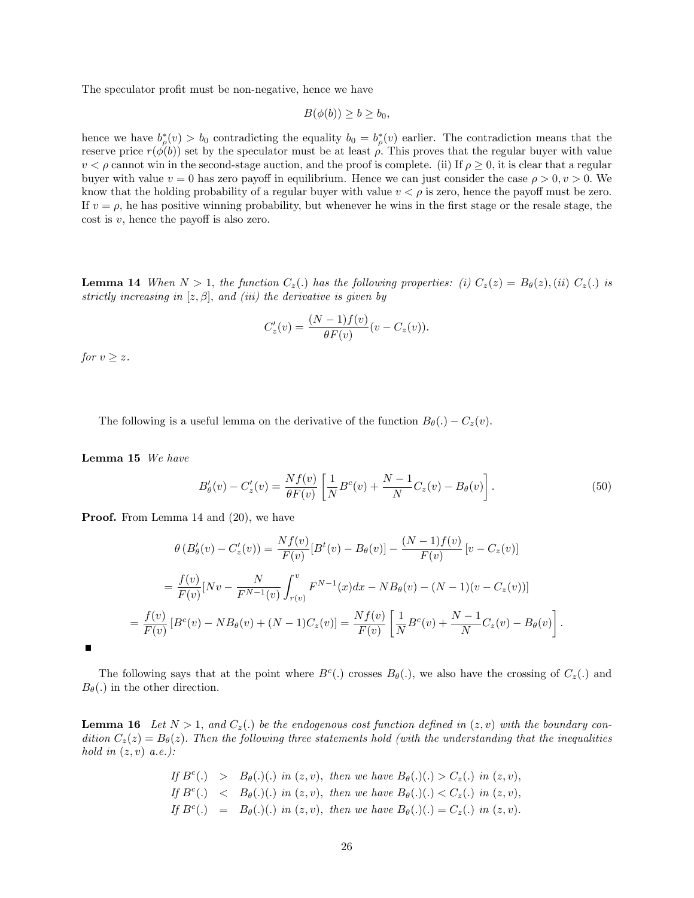The speculator profit must be non-negative, hence we have

$$B(\phi(b)) \geq b \geq b_0,$$

hence we have $b^*_\rho(v) > b_0$ contradicting the equality $b_0 = b^*_\rho(v)$ earlier. The contradiction means that the reserve price $r(\phi(b))$ set by the speculator must be at least $\rho$. This proves that the regular buyer with value $v < \rho$ cannot win in the second-stage auction, and the proof is complete. (ii) If $\rho \geq 0$, it is clear that a regular buyer with value $v = 0$ has zero payoff in equilibrium. Hence we can just consider the case $\rho > 0, v > 0$. We know that the holding probability of a regular buyer with value $v < \rho$ is zero, hence the payoff must be zero. If $v = \rho$, he has positive winning probability, but whenever he wins in the first stage or the resale stage, the cost is $v$, hence the payoff is also zero.

**Lemma 14** *When $N > 1$, the function $C_z(.)$ has the following properties: (i) $C_z(z) = B_\theta(z)$, (ii) $C_z(.)$ is strictly increasing in $[z, \beta]$, and (iii) the derivative is given by*

$$C'_z(v) = \frac{(N-1)f(v)}{\theta F(v)}(v - C_z(v)).$$

*for $v \geq z$.*

The following is a useful lemma on the derivative of the function $B_\theta(.) - C_z(v)$.

**Lemma 15** *We have*

$$B'_\theta(v) - C'_z(v) = \frac{Nf(v)}{\theta F(v)}\left[\frac{1}{N}B^c(v) + \frac{N-1}{N}C_z(v) - B_\theta(v)\right]. \tag{50}$$

**Proof.** From Lemma 14 and (20), we have

$$\theta\left(B'_\theta(v) - C'_z(v)\right) = \frac{Nf(v)}{F(v)}[B^t(v) - B_\theta(v)] - \frac{(N-1)f(v)}{F(v)}[v - C_z(v)]$$

$$= \frac{f(v)}{F(v)}[Nv - \frac{N}{F^{N-1}(v)}\int_{r(v)}^{v} F^{N-1}(x)dx - NB_\theta(v) - (N-1)(v - C_z(v))]$$

$$= \frac{f(v)}{F(v)}\left[B^c(v) - NB_\theta(v) + (N-1)C_z(v)\right] = \frac{Nf(v)}{F(v)}\left[\frac{1}{N}B^c(v) + \frac{N-1}{N}C_z(v) - B_\theta(v)\right].$$

■

The following says that at the point where $B^c(.)$ crosses $B_\theta(.)$, we also have the crossing of $C_z(.)$ and $B_\theta(.)$ in the other direction.

**Lemma 16** *Let $N > 1$, and $C_z(.)$ be the endogenous cost function defined in $(z, v)$ with the boundary condition $C_z(z) = B_\theta(z)$. Then the following three statements hold (with the understanding that the inequalities hold in $(z, v)$ a.e.):*

*If $B^c(.) > B_\theta(.)(.)$ in $(z, v)$, then we have $B_\theta(.)(.) > C_z(.)$ in $(z, v)$,*
*If $B^c(.) < B_\theta(.)(.)$ in $(z, v)$, then we have $B_\theta(.)(.) < C_z(.)$ in $(z, v)$,*
*If $B^c(.) = B_\theta(.)(.)$ in $(z, v)$, then we have $B_\theta(.)(.) = C_z(.)$ in $(z, v)$.*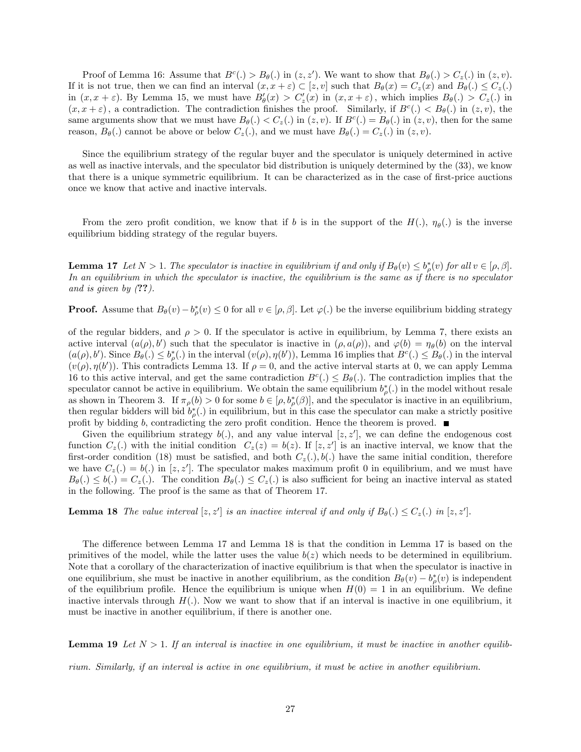Proof of Lemma 16: Assume that $B^c(.) > B_\theta(.)$ in $(z, z')$. We want to show that $B_\theta(.) > C_z(.)$ in $(z, v)$. If it is not true, then we can find an interval $(x, x+\varepsilon) \subset [z, v]$ such that $B_\theta(x) = C_z(x)$ and $B_\theta(.) \leq C_z(.)$ in $(x, x+\varepsilon)$. By Lemma 15, we must have $B'_\theta(x) > C'_z(x)$ in $(x, x+\varepsilon)$, which implies $B_\theta(.) > C_z(.)$ in $(x, x+\varepsilon)$, a contradiction. The contradiction finishes the proof. Similarly, if $B^c(.) < B_\theta(.)$ in $(z, v)$, the same arguments show that we must have $B_\theta(.) < C_z(.)$ in $(z, v)$. If $B^c(.) = B_\theta(.)$ in $(z, v)$, then for the same reason, $B_\theta(.)$ cannot be above or below $C_z(.)$, and we must have $B_\theta(.) = C_z(.)$ in $(z, v)$.

Since the equilibrium strategy of the regular buyer and the speculator is uniquely determined in active as well as inactive intervals, and the speculator bid distribution is uniquely determined by the (33), we know that there is a unique symmetric equilibrium. It can be characterized as in the case of first-price auctions once we know that active and inactive intervals.

From the zero profit condition, we know that if $b$ is in the support of the $H(.)$, $\eta_\theta(.)$ is the inverse equilibrium bidding strategy of the regular buyers.

**Lemma 17** *Let $N > 1$. The speculator is inactive in equilibrium if and only if $B_\theta(v) \leq b^*_\rho(v)$ for all $v \in [\rho, \beta]$. In an equilibrium in which the speculator is inactive, the equilibrium is the same as if there is no speculator and is given by (??).*

**Proof.** Assume that $B_\theta(v) - b^*_\rho(v) \leq 0$ for all $v \in [\rho, \beta]$. Let $\varphi(.)$ be the inverse equilibrium bidding strategy of the regular bidders, and $\rho > 0$. If the speculator is active in equilibrium, by Lemma 7, there exists an active interval $(a(\rho), b')$ such that the speculator is inactive in $(\rho, a(\rho))$, and $\varphi(b) = \eta_\theta(b)$ on the interval $(a(\rho), b')$. Since $B_\theta(.) \leq b^*_\rho(.)$ in the interval $(v(\rho), \eta(b'))$, Lemma 16 implies that $B^c(.) \leq B_\theta(.)$ in the interval $(v(\rho), \eta(b'))$. This contradicts Lemma 13. If $\rho = 0$, and the active interval starts at 0, we can apply Lemma 16 to this active interval, and get the same contradiction $B^c(.) \leq B_\theta(.)$. The contradiction implies that the speculator cannot be active in equilibrium. We obtain the same equilibrium $b^*_\rho(.)$ in the model without resale as shown in Theorem 3. If $\pi_\rho(b) > 0$ for some $b \in [\rho, b^*_\rho(\beta)]$, and the speculator is inactive in an equilibrium, then regular bidders will bid $b^*_\rho(.)$ in equilibrium, but in this case the speculator can make a strictly positive profit by bidding $b$, contradicting the zero profit condition. Hence the theorem is proved. ■

Given the equilibrium strategy $b(.)$, and any value interval $[z, z']$, we can define the endogenous cost function $C_z(.)$ with the initial condition $C_z(z) = b(z)$. If $[z, z']$ is an inactive interval, we know that the first-order condition (18) must be satisfied, and both $C_z(.), b(.)$ have the same initial condition, therefore we have $C_z(.) = b(.)$ in $[z, z']$. The speculator makes maximum profit 0 in equilibrium, and we must have $B_\theta(.) \leq b(.) = C_z(.)$. The condition $B_\theta(.) \leq C_z(.)$ is also sufficient for being an inactive interval as stated in the following. The proof is the same as that of Theorem 17.

**Lemma 18** *The value interval $[z, z']$ is an inactive interval if and only if $B_\theta(.) \leq C_z(.)$ in $[z, z']$.*

The difference between Lemma 17 and Lemma 18 is that the condition in Lemma 17 is based on the primitives of the model, while the latter uses the value $b(z)$ which needs to be determined in equilibrium. Note that a corollary of the characterization of inactive equilibrium is that when the speculator is inactive in one equilibrium, she must be inactive in another equilibrium, as the condition $B_\theta(v) - b^*_\rho(v)$ is independent of the equilibrium profile. Hence the equilibrium is unique when $H(0) = 1$ in an equilibrium. We define inactive intervals through $H(.)$. Now we want to show that if an interval is inactive in one equilibrium, it must be inactive in another equilibrium, if there is another one.

**Lemma 19** *Let $N > 1$. If an interval is inactive in one equilibrium, it must be inactive in another equilibrium. Similarly, if an interval is active in one equilibrium, it must be active in another equilibrium.*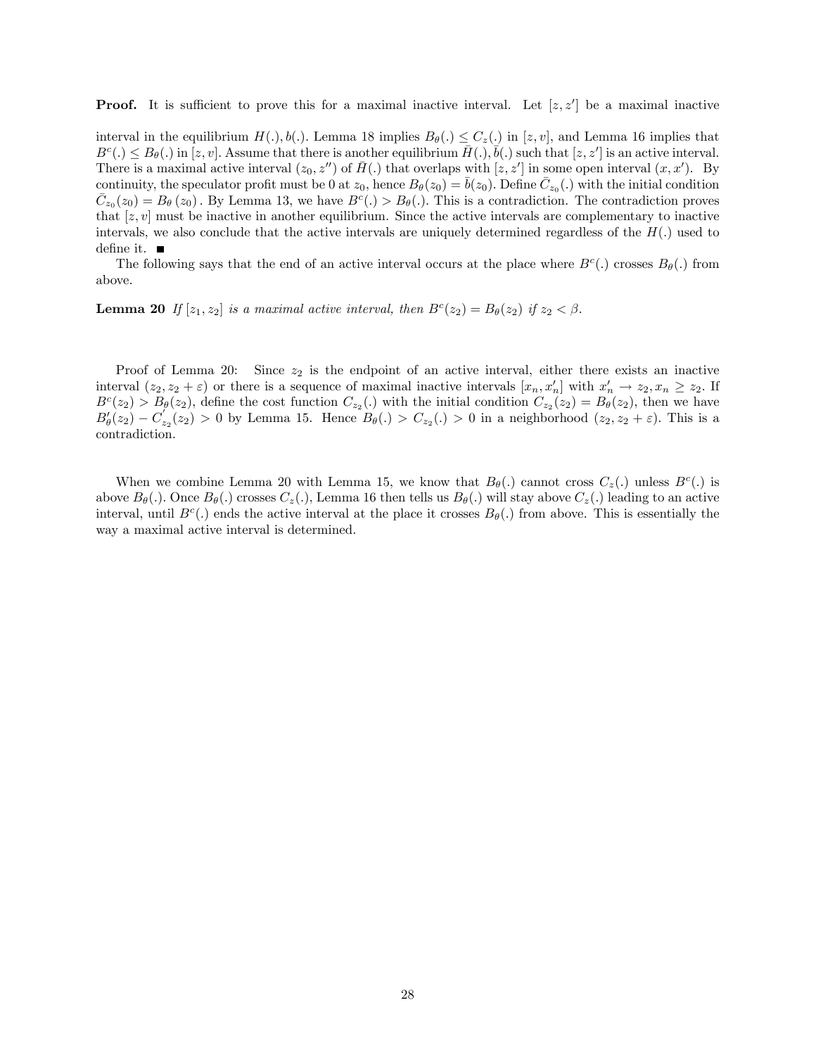**Proof.** It is sufficient to prove this for a maximal inactive interval. Let $[z, z']$ be a maximal inactive interval in the equilibrium $H(.), b(.)$. Lemma 18 implies $B_\theta(.) \leq C_z(.)$ in $[z, v]$, and Lemma 16 implies that $B^c(.) \leq B_\theta(.)$ in $[z, v]$. Assume that there is another equilibrium $\bar{H}(.), \bar{b}(.)$ such that $[z, z']$ is an active interval. There is a maximal active interval $(z_0, z'')$ of $\bar{H}(.)$ that overlaps with $[z, z']$ in some open interval $(x, x')$. By continuity, the speculator profit must be 0 at $z_0$, hence $B_\theta(z_0) = \bar{b}(z_0)$. Define $\bar{C}_{z_0}(.)$ with the initial condition $\bar{C}_{z_0}(z_0) = B_\theta(z_0)$. By Lemma 13, we have $B^c(.) > B_\theta(.)$. This is a contradiction. The contradiction proves that $[z, v]$ must be inactive in another equilibrium. Since the active intervals are complementary to inactive intervals, we also conclude that the active intervals are uniquely determined regardless of the $H(.)$ used to define it. ■

The following says that the end of an active interval occurs at the place where $B^c(.)$ crosses $B_\theta(.)$ from above.

**Lemma 20** *If $[z_1, z_2]$ is a maximal active interval, then $B^c(z_2) = B_\theta(z_2)$ if $z_2 < \beta$.*

Proof of Lemma 20: Since $z_2$ is the endpoint of an active interval, either there exists an inactive interval $(z_2, z_2 + \varepsilon)$ or there is a sequence of maximal inactive intervals $[x_n, x_n']$ with $x_n' \to z_2, x_n \geq z_2$. If $B^c(z_2) > B_\theta(z_2)$, define the cost function $C_{z_2}(.)$ with the initial condition $C_{z_2}(z_2) = B_\theta(z_2)$, then we have $B_\theta'(z_2) - C_{z_2}'(z_2) > 0$ by Lemma 15. Hence $B_\theta(.) > C_{z_2}(.) > 0$ in a neighborhood $(z_2, z_2 + \varepsilon)$. This is a contradiction.

When we combine Lemma 20 with Lemma 15, we know that $B_\theta(.)$ cannot cross $C_z(.)$ unless $B^c(.)$ is above $B_\theta(.)$. Once $B_\theta(.)$ crosses $C_z(.)$, Lemma 16 then tells us $B_\theta(.)$ will stay above $C_z(.)$ leading to an active interval, until $B^c(.)$ ends the active interval at the place it crosses $B_\theta(.)$ from above. This is essentially the way a maximal active interval is determined.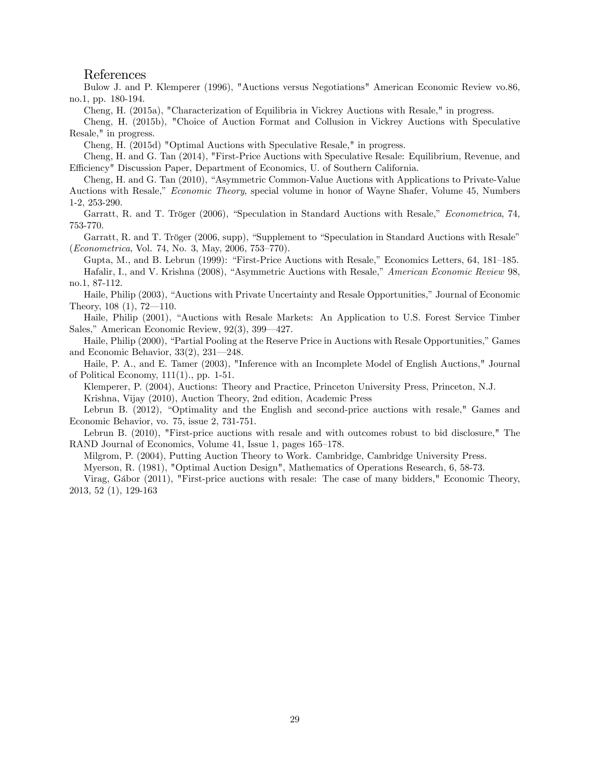## References

Bulow J. and P. Klemperer (1996), "Auctions versus Negotiations" American Economic Review vo.86, no.1, pp. 180-194.

Cheng, H. (2015a), "Characterization of Equilibria in Vickrey Auctions with Resale," in progress.

Cheng, H. (2015b), "Choice of Auction Format and Collusion in Vickrey Auctions with Speculative Resale," in progress.

Cheng, H. (2015d) "Optimal Auctions with Speculative Resale," in progress.

Cheng, H. and G. Tan (2014), "First-Price Auctions with Speculative Resale: Equilibrium, Revenue, and Efficiency" Discussion Paper, Department of Economics, U. of Southern California.

Cheng, H. and G. Tan (2010), "Asymmetric Common-Value Auctions with Applications to Private-Value Auctions with Resale," *Economic Theory*, special volume in honor of Wayne Shafer, Volume 45, Numbers 1-2, 253-290.

Garratt, R. and T. Tröger (2006), "Speculation in Standard Auctions with Resale," *Econometrica*, 74, 753-770.

Garratt, R. and T. Tröger (2006, supp), "Supplement to "Speculation in Standard Auctions with Resale" (*Econometrica*, Vol. 74, No. 3, May, 2006, 753–770).

Gupta, M., and B. Lebrun (1999): "First-Price Auctions with Resale," Economics Letters, 64, 181–185.

Hafalir, I., and V. Krishna (2008), "Asymmetric Auctions with Resale," *American Economic Review* 98, no.1, 87-112.

Haile, Philip (2003), "Auctions with Private Uncertainty and Resale Opportunities," Journal of Economic Theory, 108 (1), 72—110.

Haile, Philip (2001), "Auctions with Resale Markets: An Application to U.S. Forest Service Timber Sales," American Economic Review, 92(3), 399—427.

Haile, Philip (2000), "Partial Pooling at the Reserve Price in Auctions with Resale Opportunities," Games and Economic Behavior, 33(2), 231—248.

Haile, P. A., and E. Tamer (2003), "Inference with an Incomplete Model of English Auctions," Journal of Political Economy, 111(1)., pp. 1-51.

Klemperer, P. (2004), Auctions: Theory and Practice, Princeton University Press, Princeton, N.J.

Krishna, Vijay (2010), Auction Theory, 2nd edition, Academic Press

Lebrun B. (2012), "Optimality and the English and second-price auctions with resale," Games and Economic Behavior, vo. 75, issue 2, 731-751.

Lebrun B. (2010), "First-price auctions with resale and with outcomes robust to bid disclosure," The RAND Journal of Economics, Volume 41, Issue 1, pages 165–178.

Milgrom, P. (2004), Putting Auction Theory to Work. Cambridge, Cambridge University Press.

Myerson, R. (1981), "Optimal Auction Design", Mathematics of Operations Research, 6, 58-73.

Virag, Gábor (2011), "First-price auctions with resale: The case of many bidders," Economic Theory, 2013, 52 (1), 129-163